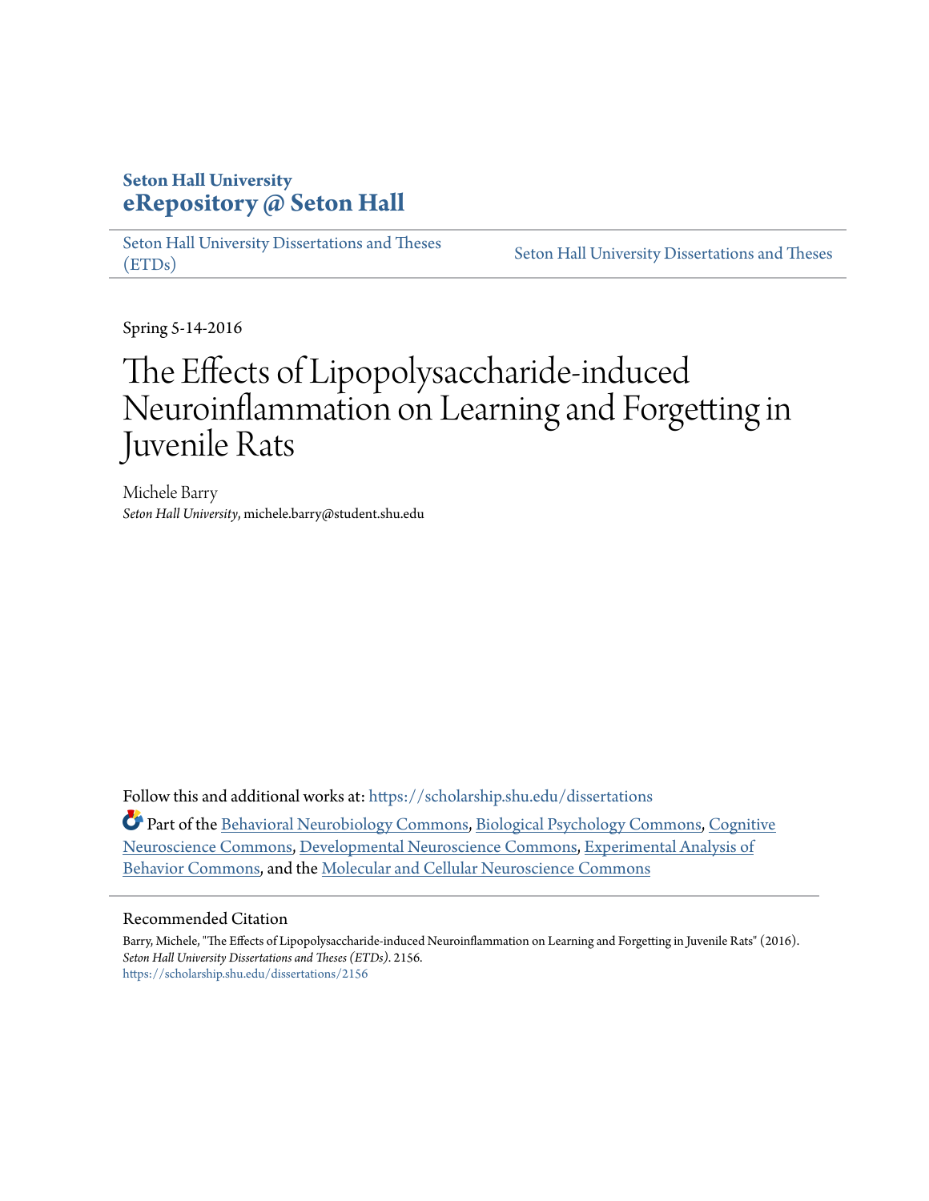**Seton Hall University**
**eRepository @ Seton Hall**

Seton Hall University Dissertations and Theses (ETDs) | Seton Hall University Dissertations and Theses

Spring 5-14-2016

# The Effects of Lipopolysaccharide-induced Neuroinflammation on Learning and Forgetting in Juvenile Rats

Michele Barry
*Seton Hall University*, michele.barry@student.shu.edu

Follow this and additional works at: https://scholarship.shu.edu/dissertations

Part of the Behavioral Neurobiology Commons, Biological Psychology Commons, Cognitive Neuroscience Commons, Developmental Neuroscience Commons, Experimental Analysis of Behavior Commons, and the Molecular and Cellular Neuroscience Commons

## Recommended Citation

Barry, Michele, "The Effects of Lipopolysaccharide-induced Neuroinflammation on Learning and Forgetting in Juvenile Rats" (2016). *Seton Hall University Dissertations and Theses (ETDs)*. 2156.
https://scholarship.shu.edu/dissertations/2156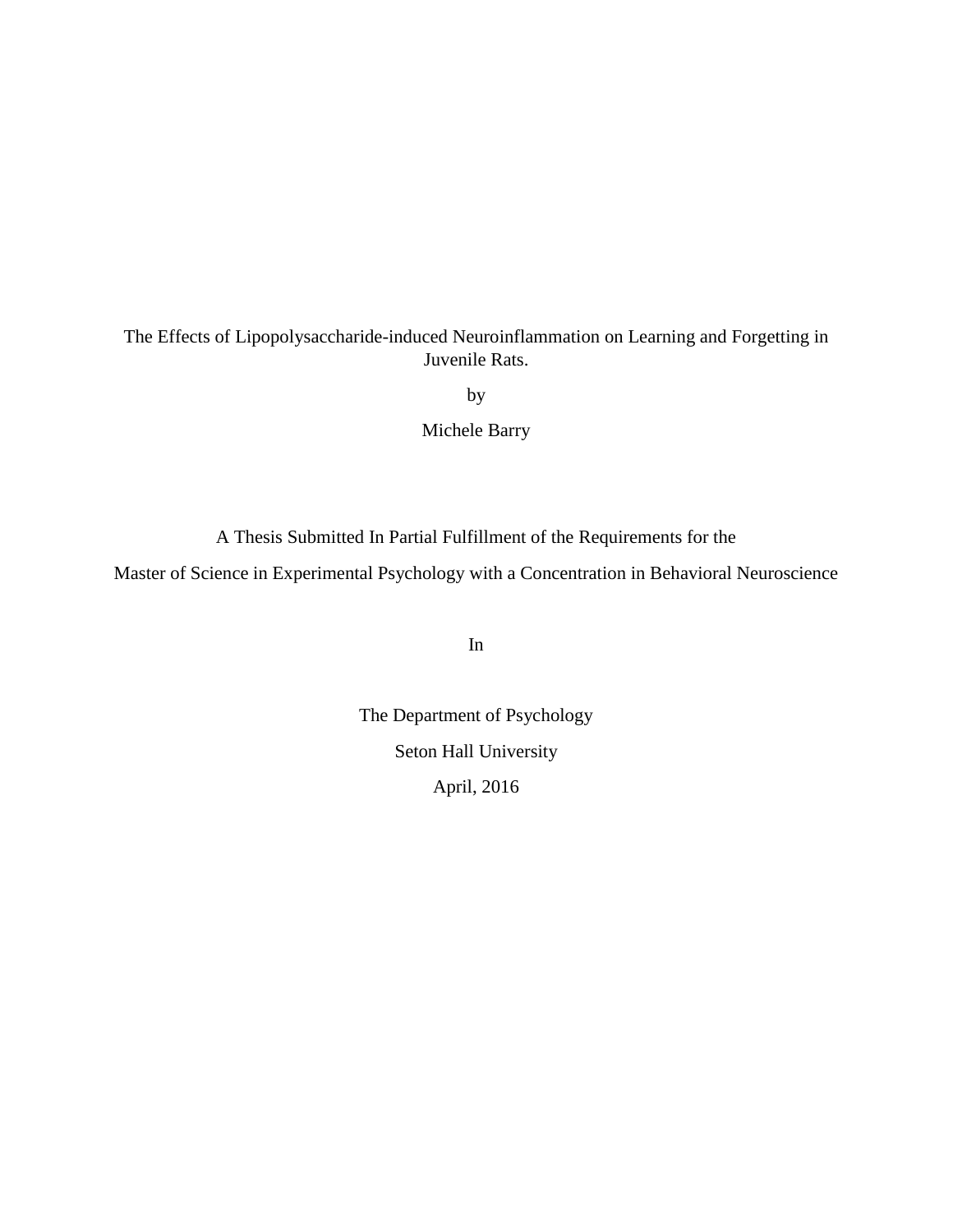The Effects of Lipopolysaccharide-induced Neuroinflammation on Learning and Forgetting in Juvenile Rats.

by

Michele Barry

A Thesis Submitted In Partial Fulfillment of the Requirements for the

Master of Science in Experimental Psychology with a Concentration in Behavioral Neuroscience

In

The Department of Psychology

Seton Hall University

April, 2016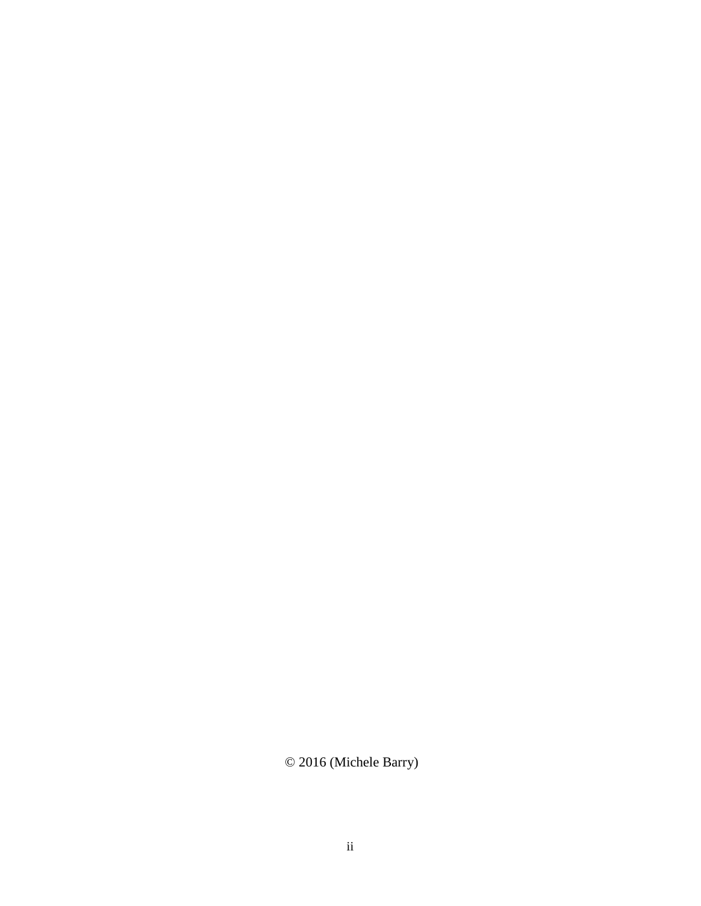© 2016 (Michele Barry)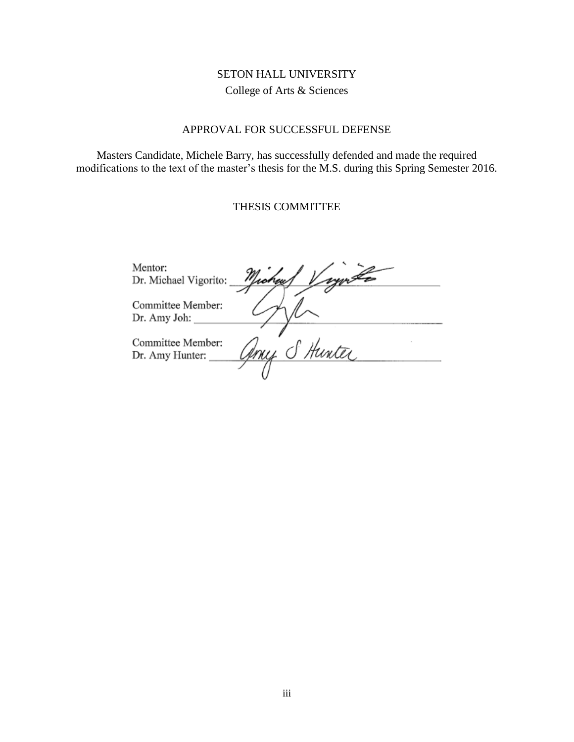SETON HALL UNIVERSITY

College of Arts & Sciences

APPROVAL FOR SUCCESSFUL DEFENSE

Masters Candidate, Michele Barry, has successfully defended and made the required modifications to the text of the master's thesis for the M.S. during this Spring Semester 2016.

THESIS COMMITTEE

Mentor:
Dr. Michael Vigorito: Michael Vigorito

Committee Member:
Dr. Amy Joh: ____________________

Committee Member:
Dr. Amy Hunter: Amy S Hunter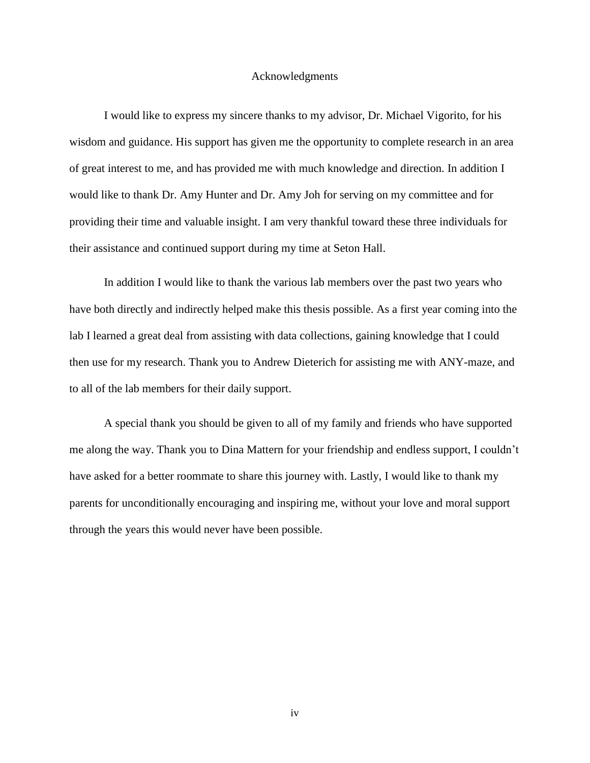# Acknowledgments

I would like to express my sincere thanks to my advisor, Dr. Michael Vigorito, for his wisdom and guidance. His support has given me the opportunity to complete research in an area of great interest to me, and has provided me with much knowledge and direction. In addition I would like to thank Dr. Amy Hunter and Dr. Amy Joh for serving on my committee and for providing their time and valuable insight. I am very thankful toward these three individuals for their assistance and continued support during my time at Seton Hall.

In addition I would like to thank the various lab members over the past two years who have both directly and indirectly helped make this thesis possible. As a first year coming into the lab I learned a great deal from assisting with data collections, gaining knowledge that I could then use for my research. Thank you to Andrew Dieterich for assisting me with ANY-maze, and to all of the lab members for their daily support.

A special thank you should be given to all of my family and friends who have supported me along the way. Thank you to Dina Mattern for your friendship and endless support, I couldn't have asked for a better roommate to share this journey with. Lastly, I would like to thank my parents for unconditionally encouraging and inspiring me, without your love and moral support through the years this would never have been possible.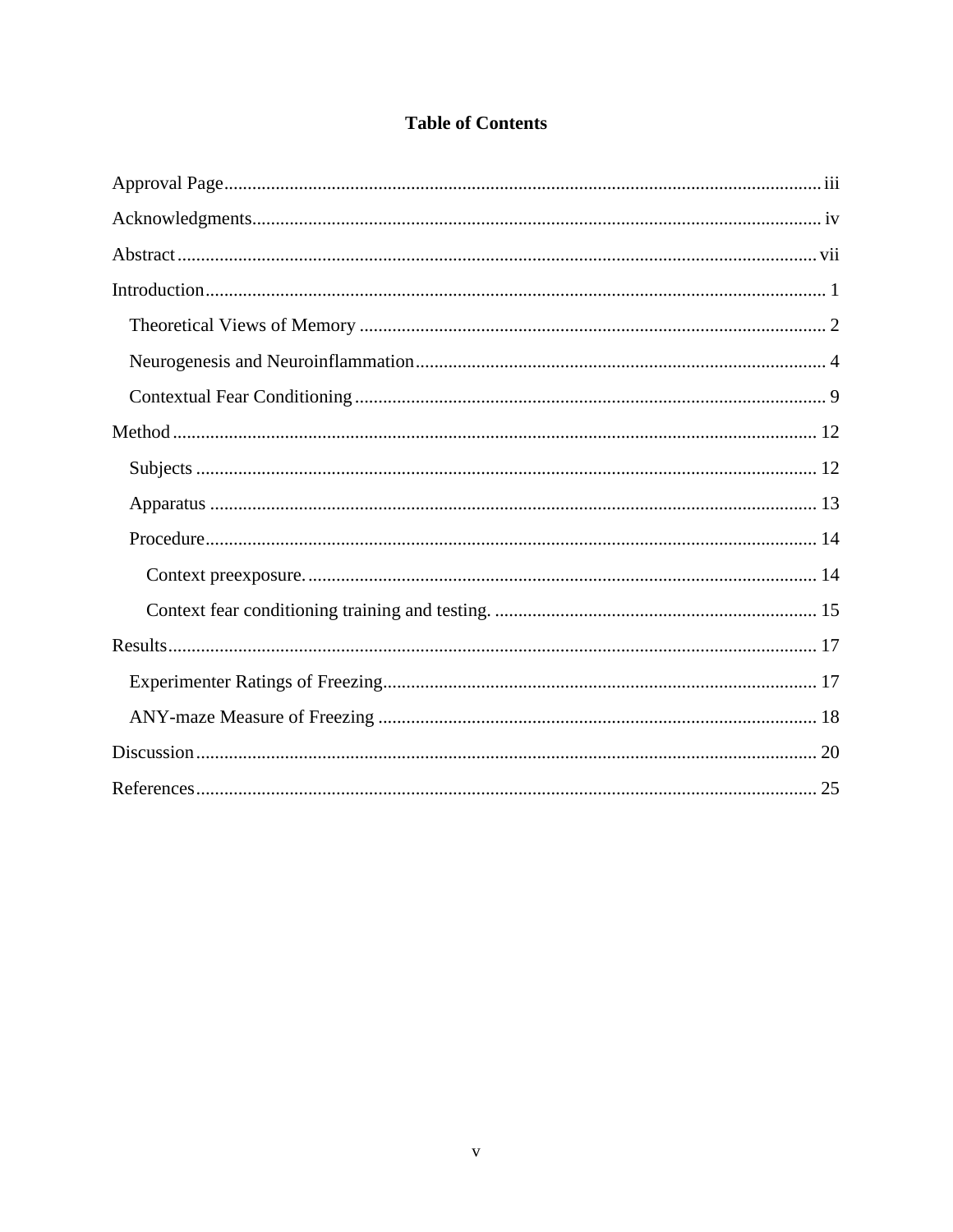# Table of Contents

Approval Page ... iii

Acknowledgments ... iv

Abstract ... vii

Introduction ... 1

- Theoretical Views of Memory ... 2
- Neurogenesis and Neuroinflammation ... 4
- Contextual Fear Conditioning ... 9

Method ... 12

- Subjects ... 12
- Apparatus ... 13
- Procedure ... 14
  - Context preexposure. ... 14
  - Context fear conditioning training and testing. ... 15

Results ... 17

- Experimenter Ratings of Freezing ... 17
- ANY-maze Measure of Freezing ... 18

Discussion ... 20

References ... 25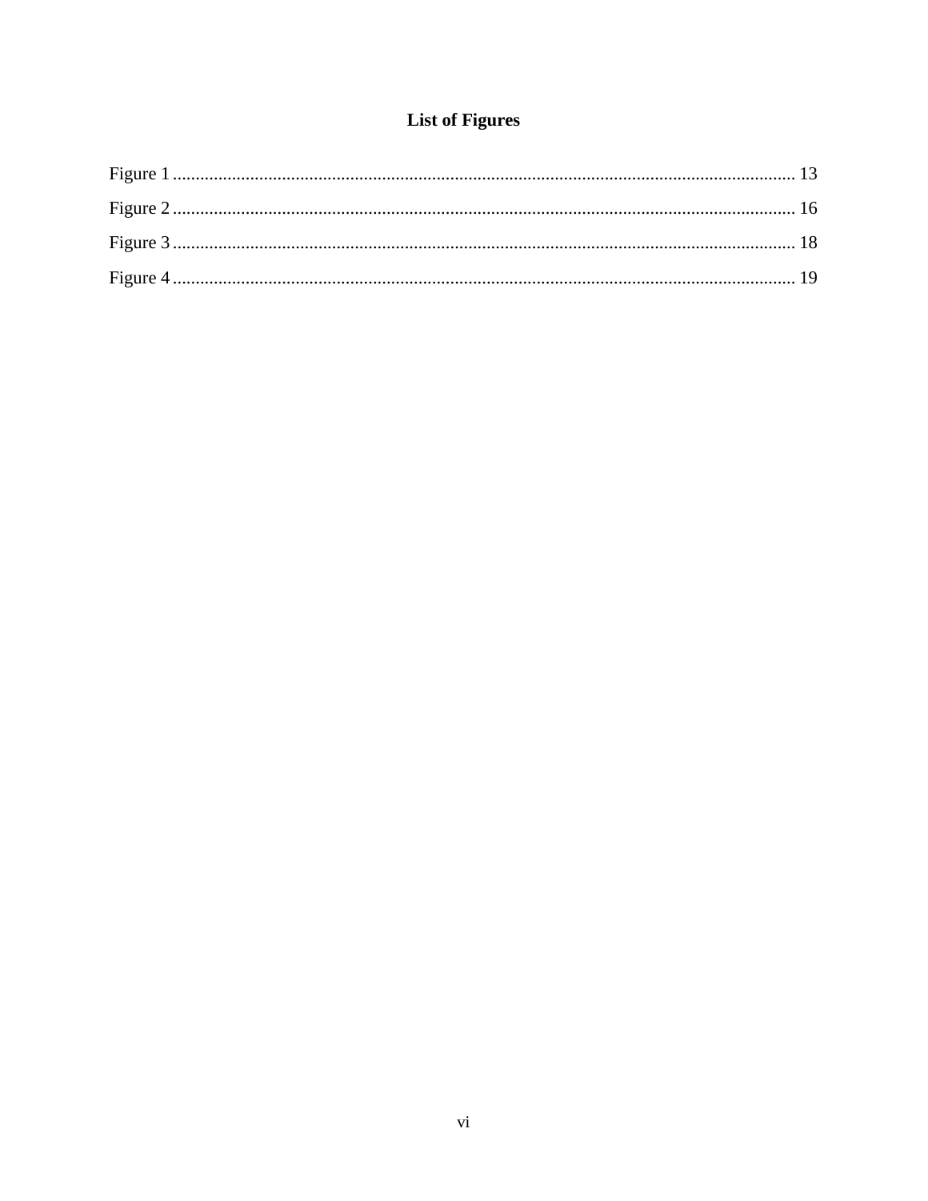# List of Figures

Figure 1 .......................................................................................................................................... 13

Figure 2 .......................................................................................................................................... 16

Figure 3 .......................................................................................................................................... 18

Figure 4 .......................................................................................................................................... 19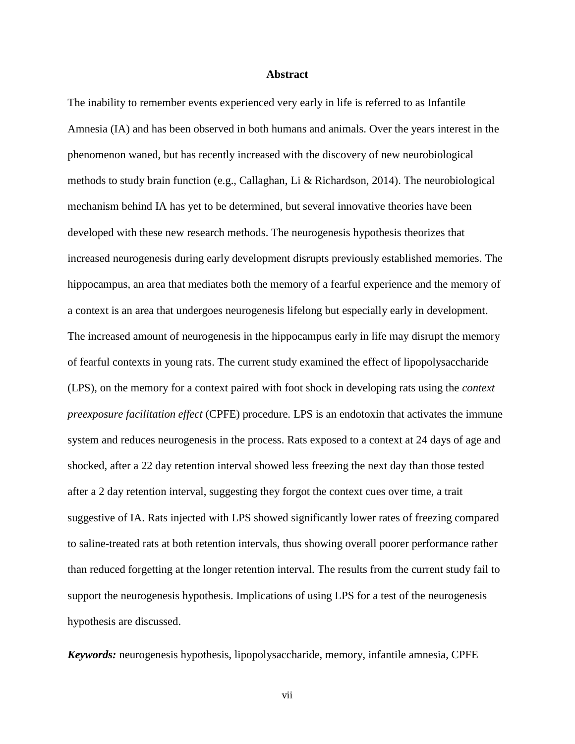## Abstract

The inability to remember events experienced very early in life is referred to as Infantile Amnesia (IA) and has been observed in both humans and animals. Over the years interest in the phenomenon waned, but has recently increased with the discovery of new neurobiological methods to study brain function (e.g., Callaghan, Li & Richardson, 2014). The neurobiological mechanism behind IA has yet to be determined, but several innovative theories have been developed with these new research methods. The neurogenesis hypothesis theorizes that increased neurogenesis during early development disrupts previously established memories. The hippocampus, an area that mediates both the memory of a fearful experience and the memory of a context is an area that undergoes neurogenesis lifelong but especially early in development. The increased amount of neurogenesis in the hippocampus early in life may disrupt the memory of fearful contexts in young rats. The current study examined the effect of lipopolysaccharide (LPS), on the memory for a context paired with foot shock in developing rats using the *context preexposure facilitation effect* (CPFE) procedure. LPS is an endotoxin that activates the immune system and reduces neurogenesis in the process. Rats exposed to a context at 24 days of age and shocked, after a 22 day retention interval showed less freezing the next day than those tested after a 2 day retention interval, suggesting they forgot the context cues over time, a trait suggestive of IA. Rats injected with LPS showed significantly lower rates of freezing compared to saline-treated rats at both retention intervals, thus showing overall poorer performance rather than reduced forgetting at the longer retention interval. The results from the current study fail to support the neurogenesis hypothesis. Implications of using LPS for a test of the neurogenesis hypothesis are discussed.

***Keywords:*** neurogenesis hypothesis, lipopolysaccharide, memory, infantile amnesia, CPFE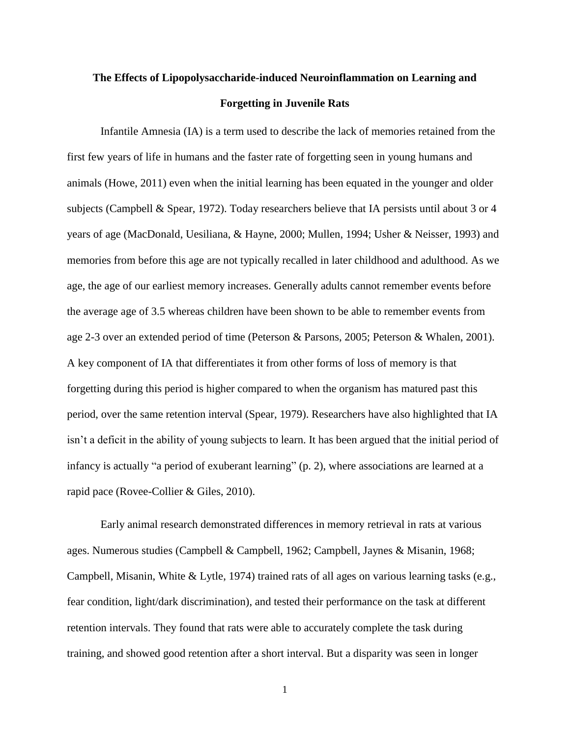**The Effects of Lipopolysaccharide-induced Neuroinflammation on Learning and Forgetting in Juvenile Rats**

Infantile Amnesia (IA) is a term used to describe the lack of memories retained from the first few years of life in humans and the faster rate of forgetting seen in young humans and animals (Howe, 2011) even when the initial learning has been equated in the younger and older subjects (Campbell & Spear, 1972). Today researchers believe that IA persists until about 3 or 4 years of age (MacDonald, Uesiliana, & Hayne, 2000; Mullen, 1994; Usher & Neisser, 1993) and memories from before this age are not typically recalled in later childhood and adulthood. As we age, the age of our earliest memory increases. Generally adults cannot remember events before the average age of 3.5 whereas children have been shown to be able to remember events from age 2-3 over an extended period of time (Peterson & Parsons, 2005; Peterson & Whalen, 2001). A key component of IA that differentiates it from other forms of loss of memory is that forgetting during this period is higher compared to when the organism has matured past this period, over the same retention interval (Spear, 1979). Researchers have also highlighted that IA isn't a deficit in the ability of young subjects to learn. It has been argued that the initial period of infancy is actually "a period of exuberant learning" (p. 2), where associations are learned at a rapid pace (Rovee-Collier & Giles, 2010).

Early animal research demonstrated differences in memory retrieval in rats at various ages. Numerous studies (Campbell & Campbell, 1962; Campbell, Jaynes & Misanin, 1968; Campbell, Misanin, White & Lytle, 1974) trained rats of all ages on various learning tasks (e.g., fear condition, light/dark discrimination), and tested their performance on the task at different retention intervals. They found that rats were able to accurately complete the task during training, and showed good retention after a short interval. But a disparity was seen in longer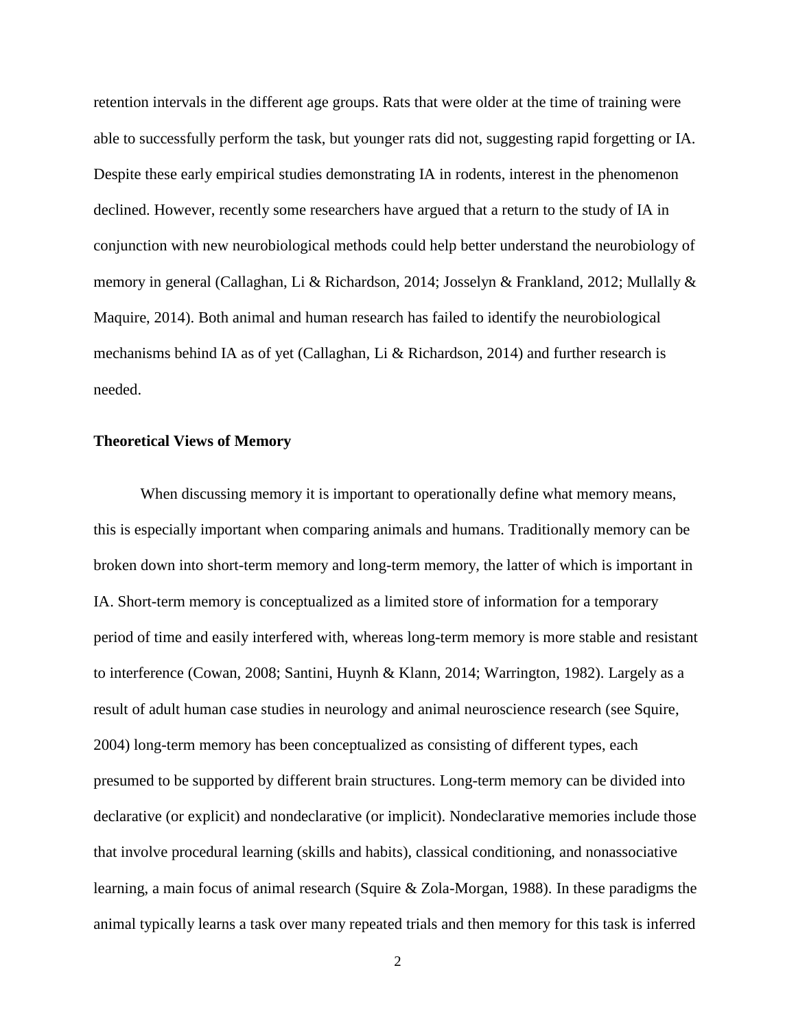retention intervals in the different age groups. Rats that were older at the time of training were able to successfully perform the task, but younger rats did not, suggesting rapid forgetting or IA. Despite these early empirical studies demonstrating IA in rodents, interest in the phenomenon declined. However, recently some researchers have argued that a return to the study of IA in conjunction with new neurobiological methods could help better understand the neurobiology of memory in general (Callaghan, Li & Richardson, 2014; Josselyn & Frankland, 2012; Mullally & Maquire, 2014). Both animal and human research has failed to identify the neurobiological mechanisms behind IA as of yet (Callaghan, Li & Richardson, 2014) and further research is needed.

**Theoretical Views of Memory**

When discussing memory it is important to operationally define what memory means, this is especially important when comparing animals and humans. Traditionally memory can be broken down into short-term memory and long-term memory, the latter of which is important in IA. Short-term memory is conceptualized as a limited store of information for a temporary period of time and easily interfered with, whereas long-term memory is more stable and resistant to interference (Cowan, 2008; Santini, Huynh & Klann, 2014; Warrington, 1982). Largely as a result of adult human case studies in neurology and animal neuroscience research (see Squire, 2004) long-term memory has been conceptualized as consisting of different types, each presumed to be supported by different brain structures. Long-term memory can be divided into declarative (or explicit) and nondeclarative (or implicit). Nondeclarative memories include those that involve procedural learning (skills and habits), classical conditioning, and nonassociative learning, a main focus of animal research (Squire & Zola-Morgan, 1988). In these paradigms the animal typically learns a task over many repeated trials and then memory for this task is inferred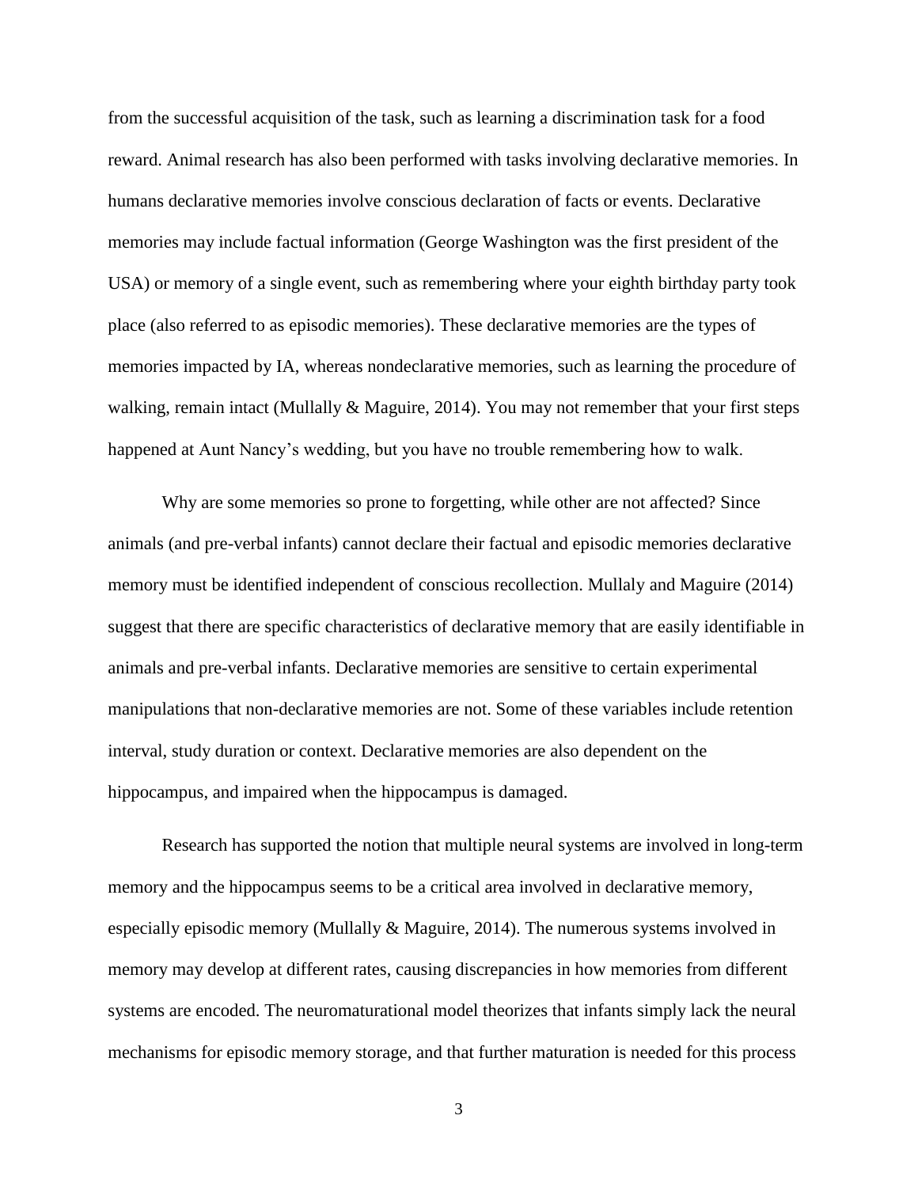from the successful acquisition of the task, such as learning a discrimination task for a food reward. Animal research has also been performed with tasks involving declarative memories. In humans declarative memories involve conscious declaration of facts or events. Declarative memories may include factual information (George Washington was the first president of the USA) or memory of a single event, such as remembering where your eighth birthday party took place (also referred to as episodic memories). These declarative memories are the types of memories impacted by IA, whereas nondeclarative memories, such as learning the procedure of walking, remain intact (Mullally & Maguire, 2014). You may not remember that your first steps happened at Aunt Nancy's wedding, but you have no trouble remembering how to walk.

Why are some memories so prone to forgetting, while other are not affected? Since animals (and pre-verbal infants) cannot declare their factual and episodic memories declarative memory must be identified independent of conscious recollection. Mullaly and Maguire (2014) suggest that there are specific characteristics of declarative memory that are easily identifiable in animals and pre-verbal infants. Declarative memories are sensitive to certain experimental manipulations that non-declarative memories are not. Some of these variables include retention interval, study duration or context. Declarative memories are also dependent on the hippocampus, and impaired when the hippocampus is damaged.

Research has supported the notion that multiple neural systems are involved in long-term memory and the hippocampus seems to be a critical area involved in declarative memory, especially episodic memory (Mullally & Maguire, 2014). The numerous systems involved in memory may develop at different rates, causing discrepancies in how memories from different systems are encoded. The neuromaturational model theorizes that infants simply lack the neural mechanisms for episodic memory storage, and that further maturation is needed for this process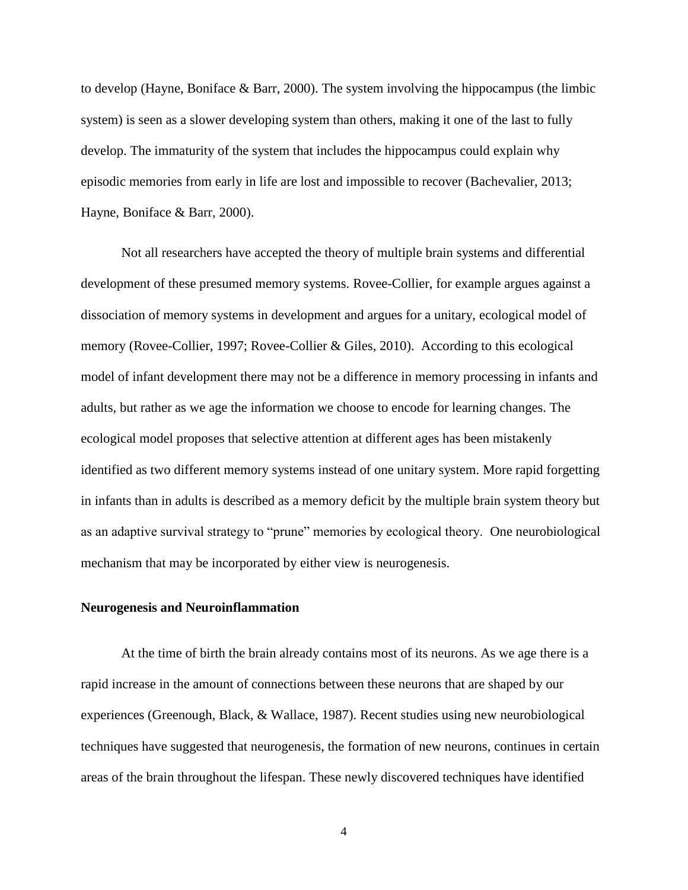to develop (Hayne, Boniface & Barr, 2000). The system involving the hippocampus (the limbic system) is seen as a slower developing system than others, making it one of the last to fully develop. The immaturity of the system that includes the hippocampus could explain why episodic memories from early in life are lost and impossible to recover (Bachevalier, 2013; Hayne, Boniface & Barr, 2000).

Not all researchers have accepted the theory of multiple brain systems and differential development of these presumed memory systems. Rovee-Collier, for example argues against a dissociation of memory systems in development and argues for a unitary, ecological model of memory (Rovee-Collier, 1997; Rovee-Collier & Giles, 2010). According to this ecological model of infant development there may not be a difference in memory processing in infants and adults, but rather as we age the information we choose to encode for learning changes. The ecological model proposes that selective attention at different ages has been mistakenly identified as two different memory systems instead of one unitary system. More rapid forgetting in infants than in adults is described as a memory deficit by the multiple brain system theory but as an adaptive survival strategy to "prune" memories by ecological theory. One neurobiological mechanism that may be incorporated by either view is neurogenesis.

**Neurogenesis and Neuroinflammation**

At the time of birth the brain already contains most of its neurons. As we age there is a rapid increase in the amount of connections between these neurons that are shaped by our experiences (Greenough, Black, & Wallace, 1987). Recent studies using new neurobiological techniques have suggested that neurogenesis, the formation of new neurons, continues in certain areas of the brain throughout the lifespan. These newly discovered techniques have identified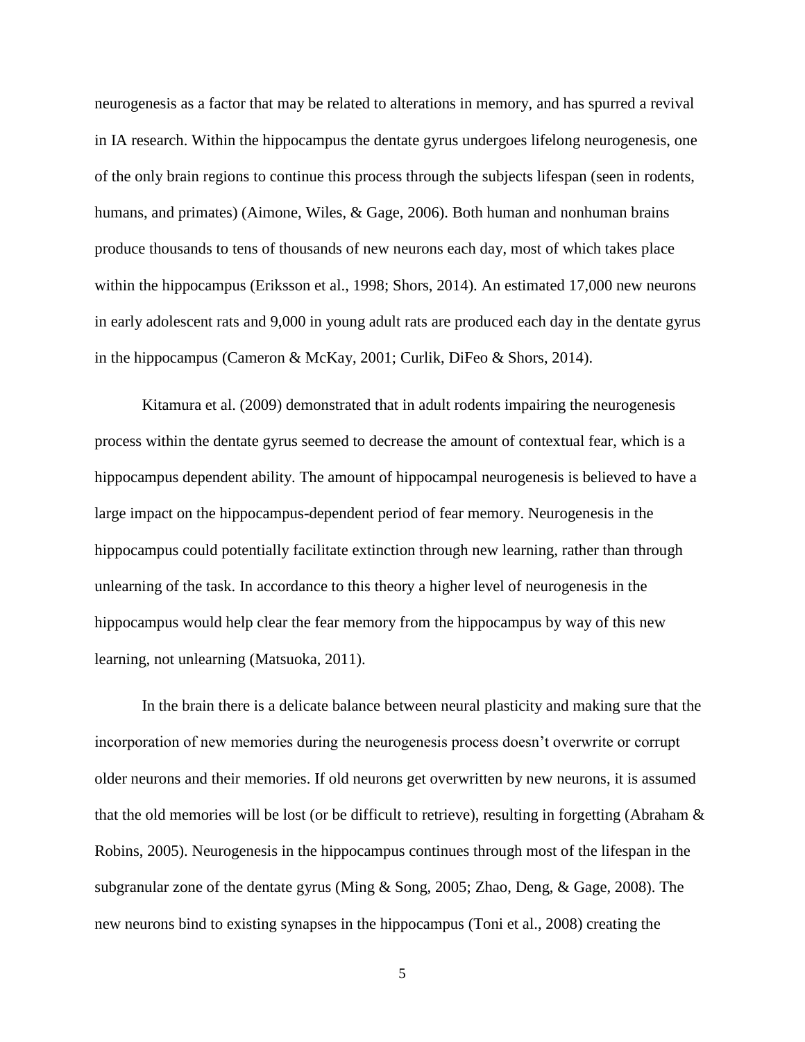neurogenesis as a factor that may be related to alterations in memory, and has spurred a revival in IA research. Within the hippocampus the dentate gyrus undergoes lifelong neurogenesis, one of the only brain regions to continue this process through the subjects lifespan (seen in rodents, humans, and primates) (Aimone, Wiles, & Gage, 2006). Both human and nonhuman brains produce thousands to tens of thousands of new neurons each day, most of which takes place within the hippocampus (Eriksson et al., 1998; Shors, 2014). An estimated 17,000 new neurons in early adolescent rats and 9,000 in young adult rats are produced each day in the dentate gyrus in the hippocampus (Cameron & McKay, 2001; Curlik, DiFeo & Shors, 2014).

Kitamura et al. (2009) demonstrated that in adult rodents impairing the neurogenesis process within the dentate gyrus seemed to decrease the amount of contextual fear, which is a hippocampus dependent ability. The amount of hippocampal neurogenesis is believed to have a large impact on the hippocampus-dependent period of fear memory. Neurogenesis in the hippocampus could potentially facilitate extinction through new learning, rather than through unlearning of the task. In accordance to this theory a higher level of neurogenesis in the hippocampus would help clear the fear memory from the hippocampus by way of this new learning, not unlearning (Matsuoka, 2011).

In the brain there is a delicate balance between neural plasticity and making sure that the incorporation of new memories during the neurogenesis process doesn't overwrite or corrupt older neurons and their memories. If old neurons get overwritten by new neurons, it is assumed that the old memories will be lost (or be difficult to retrieve), resulting in forgetting (Abraham & Robins, 2005). Neurogenesis in the hippocampus continues through most of the lifespan in the subgranular zone of the dentate gyrus (Ming & Song, 2005; Zhao, Deng, & Gage, 2008). The new neurons bind to existing synapses in the hippocampus (Toni et al., 2008) creating the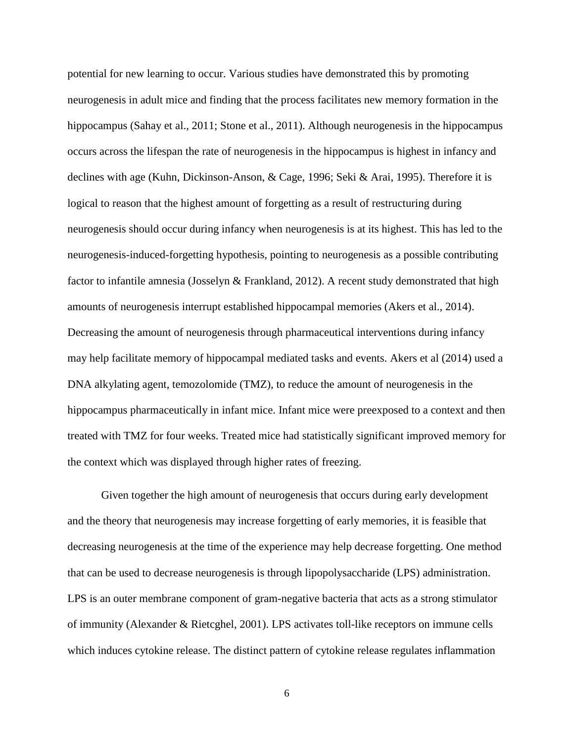potential for new learning to occur. Various studies have demonstrated this by promoting neurogenesis in adult mice and finding that the process facilitates new memory formation in the hippocampus (Sahay et al., 2011; Stone et al., 2011). Although neurogenesis in the hippocampus occurs across the lifespan the rate of neurogenesis in the hippocampus is highest in infancy and declines with age (Kuhn, Dickinson-Anson, & Cage, 1996; Seki & Arai, 1995). Therefore it is logical to reason that the highest amount of forgetting as a result of restructuring during neurogenesis should occur during infancy when neurogenesis is at its highest. This has led to the neurogenesis-induced-forgetting hypothesis, pointing to neurogenesis as a possible contributing factor to infantile amnesia (Josselyn & Frankland, 2012). A recent study demonstrated that high amounts of neurogenesis interrupt established hippocampal memories (Akers et al., 2014). Decreasing the amount of neurogenesis through pharmaceutical interventions during infancy may help facilitate memory of hippocampal mediated tasks and events. Akers et al (2014) used a DNA alkylating agent, temozolomide (TMZ), to reduce the amount of neurogenesis in the hippocampus pharmaceutically in infant mice. Infant mice were preexposed to a context and then treated with TMZ for four weeks. Treated mice had statistically significant improved memory for the context which was displayed through higher rates of freezing.

Given together the high amount of neurogenesis that occurs during early development and the theory that neurogenesis may increase forgetting of early memories, it is feasible that decreasing neurogenesis at the time of the experience may help decrease forgetting. One method that can be used to decrease neurogenesis is through lipopolysaccharide (LPS) administration. LPS is an outer membrane component of gram-negative bacteria that acts as a strong stimulator of immunity (Alexander & Rietcghel, 2001). LPS activates toll-like receptors on immune cells which induces cytokine release. The distinct pattern of cytokine release regulates inflammation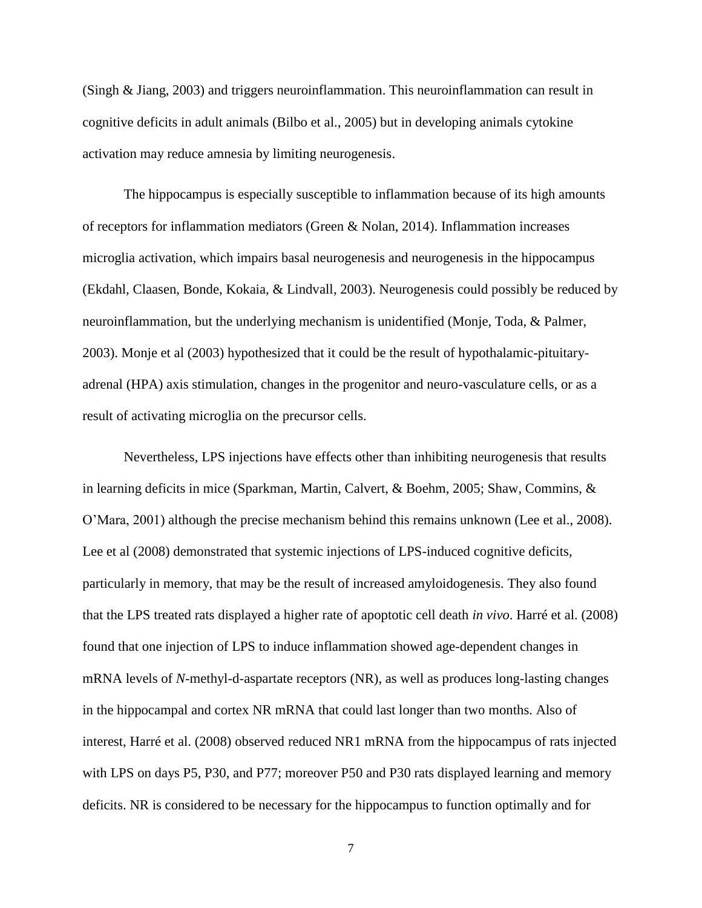(Singh & Jiang, 2003) and triggers neuroinflammation. This neuroinflammation can result in cognitive deficits in adult animals (Bilbo et al., 2005) but in developing animals cytokine activation may reduce amnesia by limiting neurogenesis.

The hippocampus is especially susceptible to inflammation because of its high amounts of receptors for inflammation mediators (Green & Nolan, 2014). Inflammation increases microglia activation, which impairs basal neurogenesis and neurogenesis in the hippocampus (Ekdahl, Claasen, Bonde, Kokaia, & Lindvall, 2003). Neurogenesis could possibly be reduced by neuroinflammation, but the underlying mechanism is unidentified (Monje, Toda, & Palmer, 2003). Monje et al (2003) hypothesized that it could be the result of hypothalamic-pituitary-adrenal (HPA) axis stimulation, changes in the progenitor and neuro-vasculature cells, or as a result of activating microglia on the precursor cells.

Nevertheless, LPS injections have effects other than inhibiting neurogenesis that results in learning deficits in mice (Sparkman, Martin, Calvert, & Boehm, 2005; Shaw, Commins, & O'Mara, 2001) although the precise mechanism behind this remains unknown (Lee et al., 2008). Lee et al (2008) demonstrated that systemic injections of LPS-induced cognitive deficits, particularly in memory, that may be the result of increased amyloidogenesis. They also found that the LPS treated rats displayed a higher rate of apoptotic cell death *in vivo*. Harré et al. (2008) found that one injection of LPS to induce inflammation showed age-dependent changes in mRNA levels of *N*-methyl-d-aspartate receptors (NR), as well as produces long-lasting changes in the hippocampal and cortex NR mRNA that could last longer than two months. Also of interest, Harré et al. (2008) observed reduced NR1 mRNA from the hippocampus of rats injected with LPS on days P5, P30, and P77; moreover P50 and P30 rats displayed learning and memory deficits. NR is considered to be necessary for the hippocampus to function optimally and for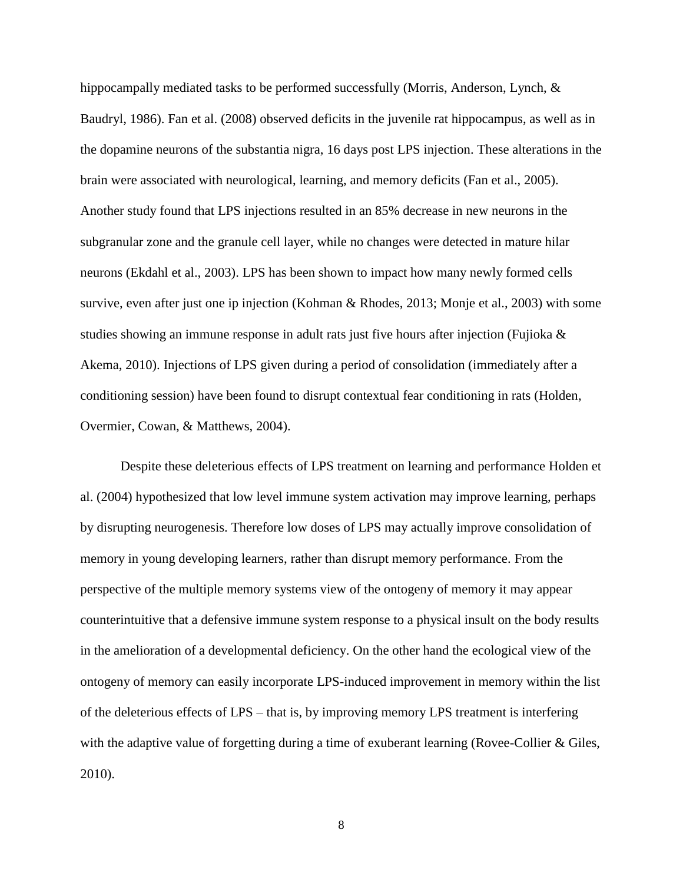hippocampally mediated tasks to be performed successfully (Morris, Anderson, Lynch, & Baudryl, 1986). Fan et al. (2008) observed deficits in the juvenile rat hippocampus, as well as in the dopamine neurons of the substantia nigra, 16 days post LPS injection. These alterations in the brain were associated with neurological, learning, and memory deficits (Fan et al., 2005). Another study found that LPS injections resulted in an 85% decrease in new neurons in the subgranular zone and the granule cell layer, while no changes were detected in mature hilar neurons (Ekdahl et al., 2003). LPS has been shown to impact how many newly formed cells survive, even after just one ip injection (Kohman & Rhodes, 2013; Monje et al., 2003) with some studies showing an immune response in adult rats just five hours after injection (Fujioka & Akema, 2010). Injections of LPS given during a period of consolidation (immediately after a conditioning session) have been found to disrupt contextual fear conditioning in rats (Holden, Overmier, Cowan, & Matthews, 2004).

Despite these deleterious effects of LPS treatment on learning and performance Holden et al. (2004) hypothesized that low level immune system activation may improve learning, perhaps by disrupting neurogenesis. Therefore low doses of LPS may actually improve consolidation of memory in young developing learners, rather than disrupt memory performance. From the perspective of the multiple memory systems view of the ontogeny of memory it may appear counterintuitive that a defensive immune system response to a physical insult on the body results in the amelioration of a developmental deficiency. On the other hand the ecological view of the ontogeny of memory can easily incorporate LPS-induced improvement in memory within the list of the deleterious effects of LPS – that is, by improving memory LPS treatment is interfering with the adaptive value of forgetting during a time of exuberant learning (Rovee-Collier & Giles, 2010).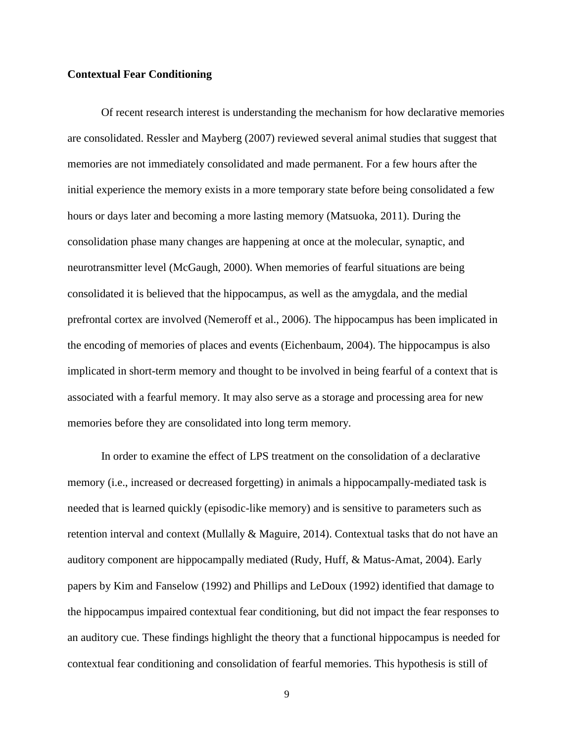**Contextual Fear Conditioning**

Of recent research interest is understanding the mechanism for how declarative memories are consolidated. Ressler and Mayberg (2007) reviewed several animal studies that suggest that memories are not immediately consolidated and made permanent. For a few hours after the initial experience the memory exists in a more temporary state before being consolidated a few hours or days later and becoming a more lasting memory (Matsuoka, 2011). During the consolidation phase many changes are happening at once at the molecular, synaptic, and neurotransmitter level (McGaugh, 2000). When memories of fearful situations are being consolidated it is believed that the hippocampus, as well as the amygdala, and the medial prefrontal cortex are involved (Nemeroff et al., 2006). The hippocampus has been implicated in the encoding of memories of places and events (Eichenbaum, 2004). The hippocampus is also implicated in short-term memory and thought to be involved in being fearful of a context that is associated with a fearful memory. It may also serve as a storage and processing area for new memories before they are consolidated into long term memory.

In order to examine the effect of LPS treatment on the consolidation of a declarative memory (i.e., increased or decreased forgetting) in animals a hippocampally-mediated task is needed that is learned quickly (episodic-like memory) and is sensitive to parameters such as retention interval and context (Mullally & Maguire, 2014). Contextual tasks that do not have an auditory component are hippocampally mediated (Rudy, Huff, & Matus-Amat, 2004). Early papers by Kim and Fanselow (1992) and Phillips and LeDoux (1992) identified that damage to the hippocampus impaired contextual fear conditioning, but did not impact the fear responses to an auditory cue. These findings highlight the theory that a functional hippocampus is needed for contextual fear conditioning and consolidation of fearful memories. This hypothesis is still of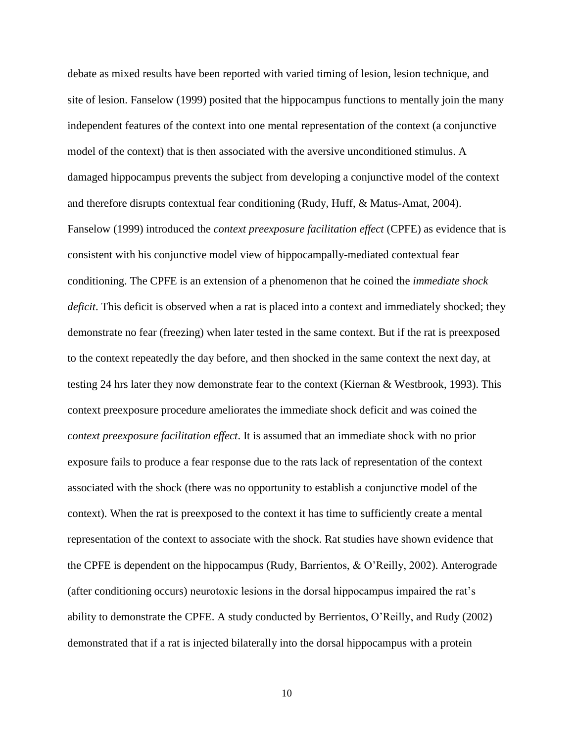debate as mixed results have been reported with varied timing of lesion, lesion technique, and site of lesion. Fanselow (1999) posited that the hippocampus functions to mentally join the many independent features of the context into one mental representation of the context (a conjunctive model of the context) that is then associated with the aversive unconditioned stimulus. A damaged hippocampus prevents the subject from developing a conjunctive model of the context and therefore disrupts contextual fear conditioning (Rudy, Huff, & Matus-Amat, 2004). Fanselow (1999) introduced the *context preexposure facilitation effect* (CPFE) as evidence that is consistent with his conjunctive model view of hippocampally-mediated contextual fear conditioning. The CPFE is an extension of a phenomenon that he coined the *immediate shock deficit*. This deficit is observed when a rat is placed into a context and immediately shocked; they demonstrate no fear (freezing) when later tested in the same context. But if the rat is preexposed to the context repeatedly the day before, and then shocked in the same context the next day, at testing 24 hrs later they now demonstrate fear to the context (Kiernan & Westbrook, 1993). This context preexposure procedure ameliorates the immediate shock deficit and was coined the *context preexposure facilitation effect*. It is assumed that an immediate shock with no prior exposure fails to produce a fear response due to the rats lack of representation of the context associated with the shock (there was no opportunity to establish a conjunctive model of the context). When the rat is preexposed to the context it has time to sufficiently create a mental representation of the context to associate with the shock. Rat studies have shown evidence that the CPFE is dependent on the hippocampus (Rudy, Barrientos, & O'Reilly, 2002). Anterograde (after conditioning occurs) neurotoxic lesions in the dorsal hippocampus impaired the rat's ability to demonstrate the CPFE. A study conducted by Berrientos, O'Reilly, and Rudy (2002) demonstrated that if a rat is injected bilaterally into the dorsal hippocampus with a protein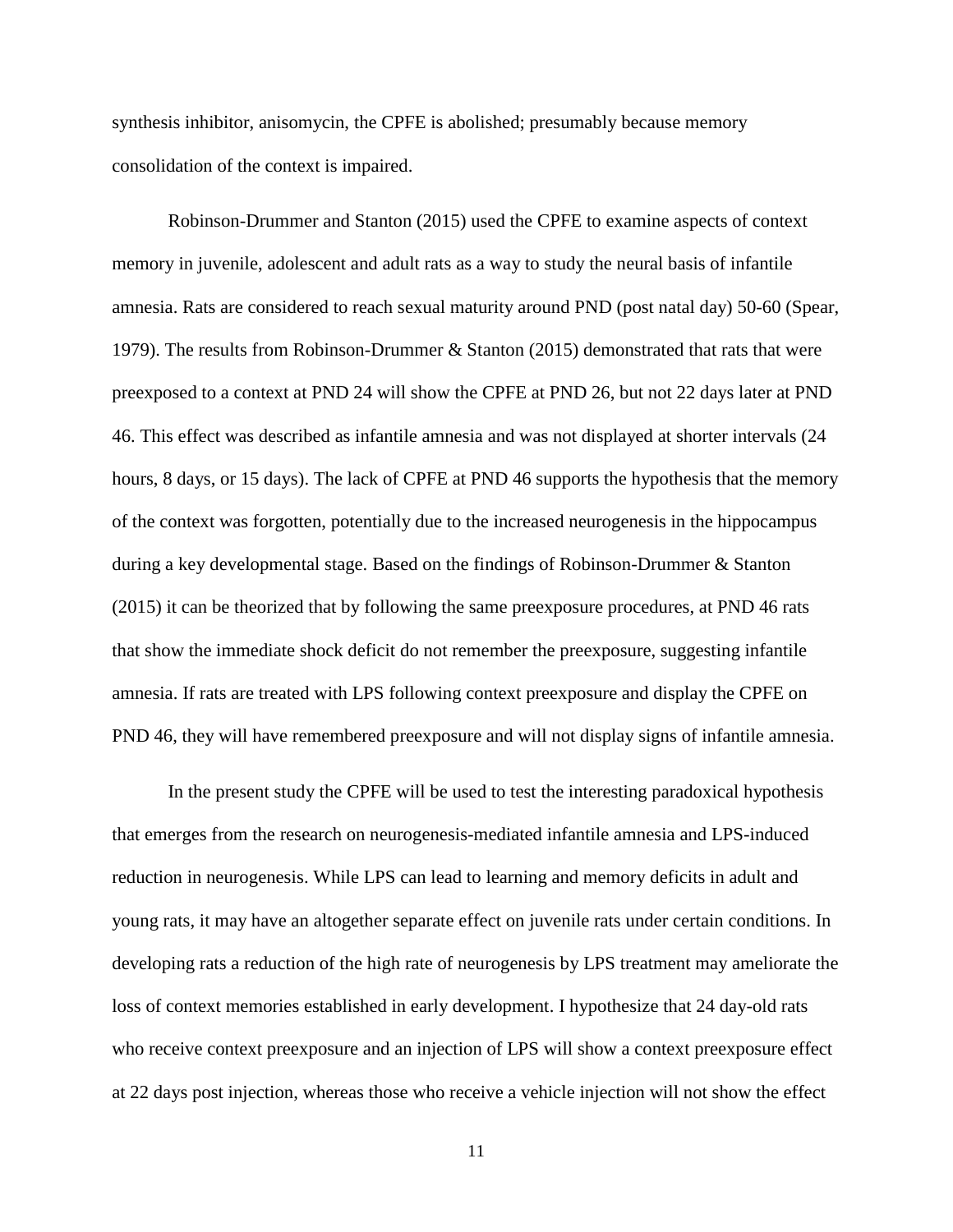synthesis inhibitor, anisomycin, the CPFE is abolished; presumably because memory consolidation of the context is impaired.

Robinson-Drummer and Stanton (2015) used the CPFE to examine aspects of context memory in juvenile, adolescent and adult rats as a way to study the neural basis of infantile amnesia. Rats are considered to reach sexual maturity around PND (post natal day) 50-60 (Spear, 1979). The results from Robinson-Drummer & Stanton (2015) demonstrated that rats that were preexposed to a context at PND 24 will show the CPFE at PND 26, but not 22 days later at PND 46. This effect was described as infantile amnesia and was not displayed at shorter intervals (24 hours, 8 days, or 15 days). The lack of CPFE at PND 46 supports the hypothesis that the memory of the context was forgotten, potentially due to the increased neurogenesis in the hippocampus during a key developmental stage. Based on the findings of Robinson-Drummer & Stanton (2015) it can be theorized that by following the same preexposure procedures, at PND 46 rats that show the immediate shock deficit do not remember the preexposure, suggesting infantile amnesia. If rats are treated with LPS following context preexposure and display the CPFE on PND 46, they will have remembered preexposure and will not display signs of infantile amnesia.

In the present study the CPFE will be used to test the interesting paradoxical hypothesis that emerges from the research on neurogenesis-mediated infantile amnesia and LPS-induced reduction in neurogenesis. While LPS can lead to learning and memory deficits in adult and young rats, it may have an altogether separate effect on juvenile rats under certain conditions. In developing rats a reduction of the high rate of neurogenesis by LPS treatment may ameliorate the loss of context memories established in early development. I hypothesize that 24 day-old rats who receive context preexposure and an injection of LPS will show a context preexposure effect at 22 days post injection, whereas those who receive a vehicle injection will not show the effect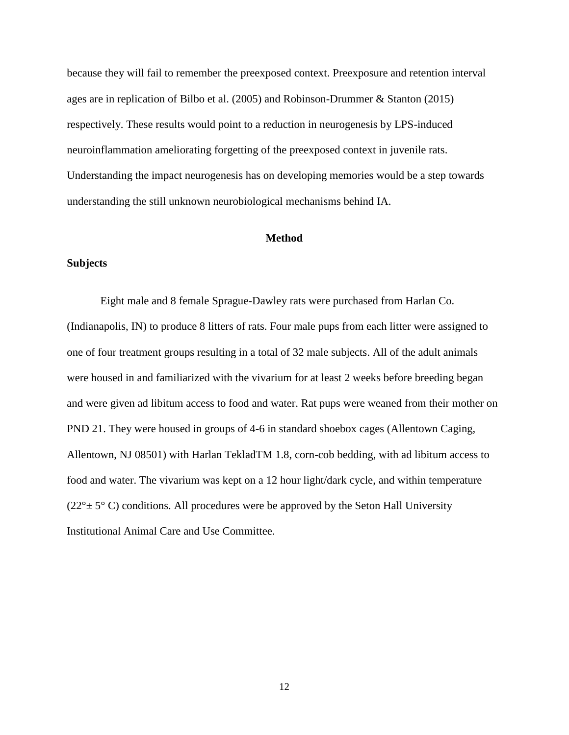because they will fail to remember the preexposed context. Preexposure and retention interval ages are in replication of Bilbo et al. (2005) and Robinson-Drummer & Stanton (2015) respectively. These results would point to a reduction in neurogenesis by LPS-induced neuroinflammation ameliorating forgetting of the preexposed context in juvenile rats. Understanding the impact neurogenesis has on developing memories would be a step towards understanding the still unknown neurobiological mechanisms behind IA.

## Method

### Subjects

Eight male and 8 female Sprague-Dawley rats were purchased from Harlan Co. (Indianapolis, IN) to produce 8 litters of rats. Four male pups from each litter were assigned to one of four treatment groups resulting in a total of 32 male subjects. All of the adult animals were housed in and familiarized with the vivarium for at least 2 weeks before breeding began and were given ad libitum access to food and water. Rat pups were weaned from their mother on PND 21. They were housed in groups of 4-6 in standard shoebox cages (Allentown Caging, Allentown, NJ 08501) with Harlan TekladTM 1.8, corn-cob bedding, with ad libitum access to food and water. The vivarium was kept on a 12 hour light/dark cycle, and within temperature (22°± 5° C) conditions. All procedures were be approved by the Seton Hall University Institutional Animal Care and Use Committee.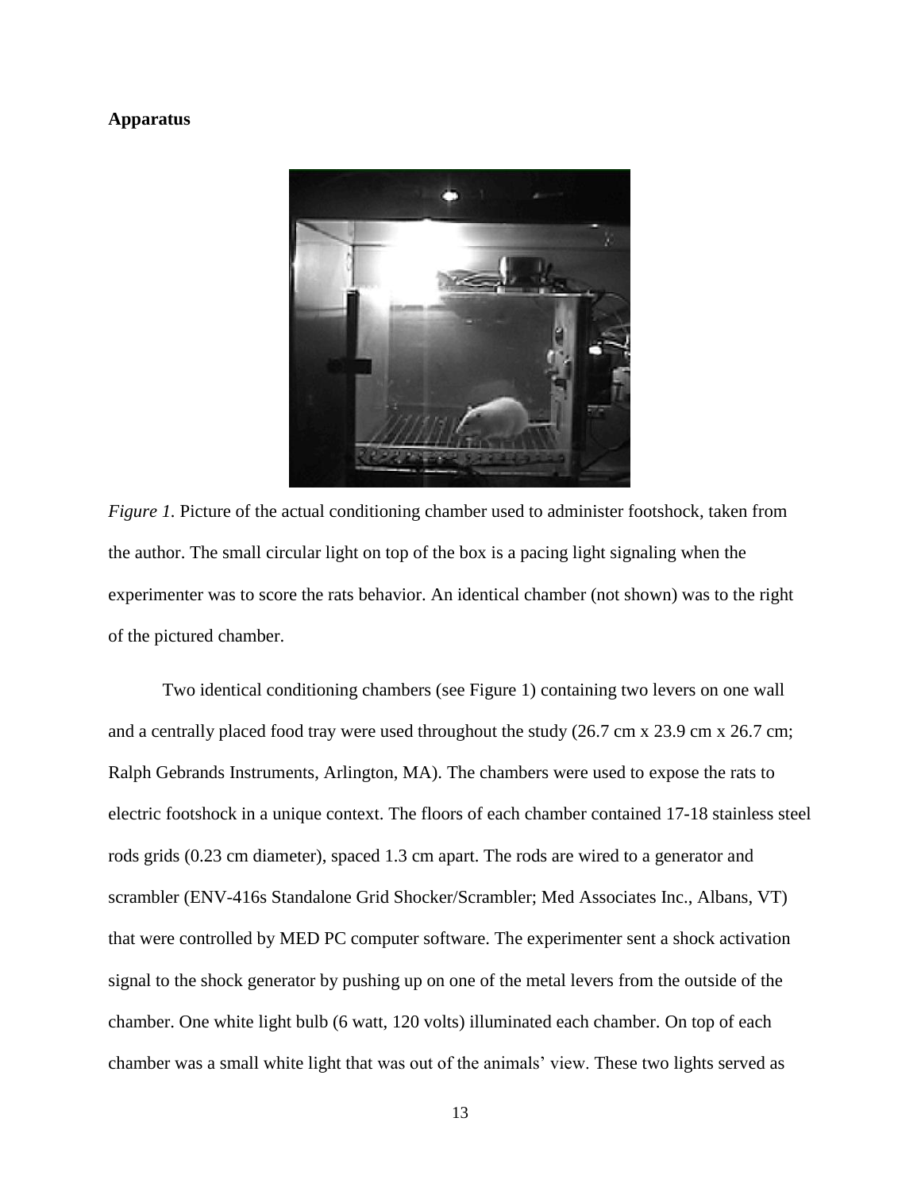**Apparatus**

*Figure 1.* Picture of the actual conditioning chamber used to administer footshock, taken from the author. The small circular light on top of the box is a pacing light signaling when the experimenter was to score the rats behavior. An identical chamber (not shown) was to the right of the pictured chamber.

Two identical conditioning chambers (see Figure 1) containing two levers on one wall and a centrally placed food tray were used throughout the study (26.7 cm x 23.9 cm x 26.7 cm; Ralph Gebrands Instruments, Arlington, MA). The chambers were used to expose the rats to electric footshock in a unique context. The floors of each chamber contained 17-18 stainless steel rods grids (0.23 cm diameter), spaced 1.3 cm apart. The rods are wired to a generator and scrambler (ENV-416s Standalone Grid Shocker/Scrambler; Med Associates Inc., Albans, VT) that were controlled by MED PC computer software. The experimenter sent a shock activation signal to the shock generator by pushing up on one of the metal levers from the outside of the chamber. One white light bulb (6 watt, 120 volts) illuminated each chamber. On top of each chamber was a small white light that was out of the animals' view. These two lights served as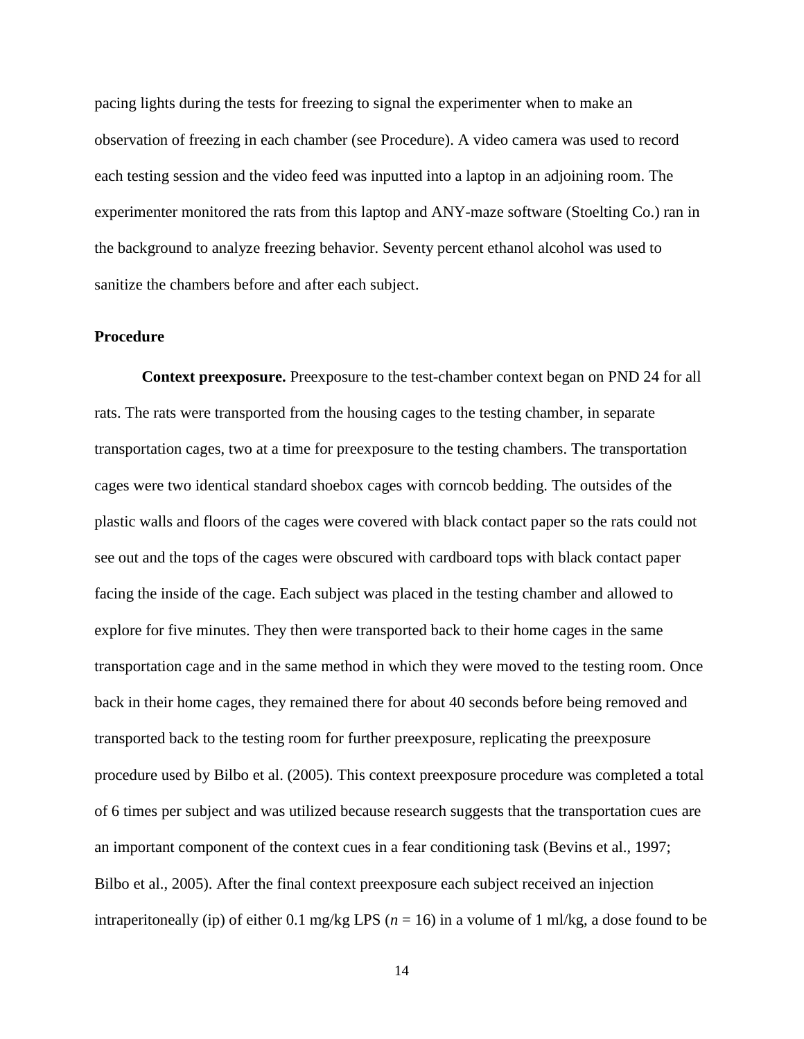pacing lights during the tests for freezing to signal the experimenter when to make an observation of freezing in each chamber (see Procedure). A video camera was used to record each testing session and the video feed was inputted into a laptop in an adjoining room. The experimenter monitored the rats from this laptop and ANY-maze software (Stoelting Co.) ran in the background to analyze freezing behavior. Seventy percent ethanol alcohol was used to sanitize the chambers before and after each subject.

### Procedure

**Context preexposure.** Preexposure to the test-chamber context began on PND 24 for all rats. The rats were transported from the housing cages to the testing chamber, in separate transportation cages, two at a time for preexposure to the testing chambers. The transportation cages were two identical standard shoebox cages with corncob bedding. The outsides of the plastic walls and floors of the cages were covered with black contact paper so the rats could not see out and the tops of the cages were obscured with cardboard tops with black contact paper facing the inside of the cage. Each subject was placed in the testing chamber and allowed to explore for five minutes. They then were transported back to their home cages in the same transportation cage and in the same method in which they were moved to the testing room. Once back in their home cages, they remained there for about 40 seconds before being removed and transported back to the testing room for further preexposure, replicating the preexposure procedure used by Bilbo et al. (2005). This context preexposure procedure was completed a total of 6 times per subject and was utilized because research suggests that the transportation cues are an important component of the context cues in a fear conditioning task (Bevins et al., 1997; Bilbo et al., 2005). After the final context preexposure each subject received an injection intraperitoneally (ip) of either 0.1 mg/kg LPS ($n$ = 16) in a volume of 1 ml/kg, a dose found to be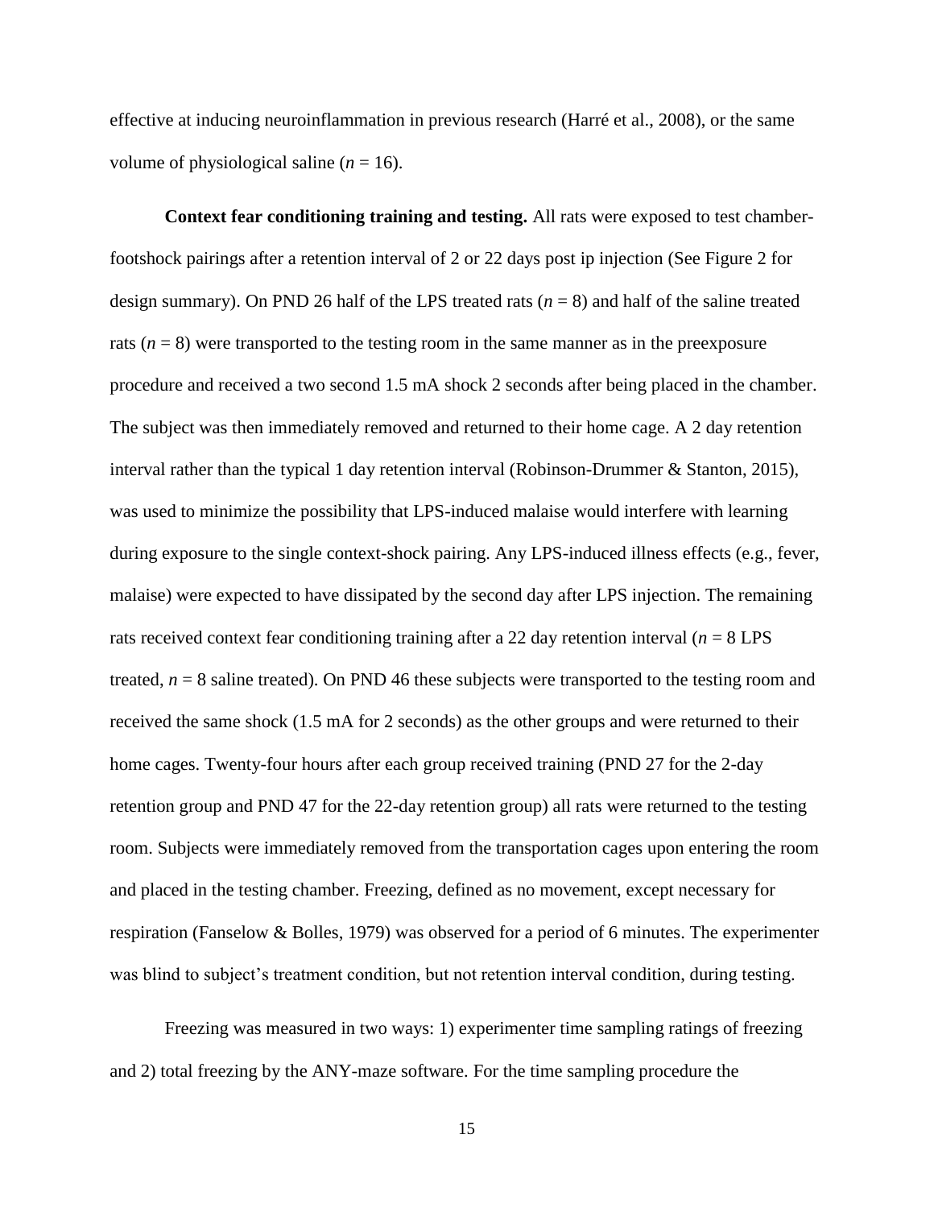effective at inducing neuroinflammation in previous research (Harré et al., 2008), or the same volume of physiological saline (*n* = 16).

**Context fear conditioning training and testing.** All rats were exposed to test chamber-footshock pairings after a retention interval of 2 or 22 days post ip injection (See Figure 2 for design summary). On PND 26 half of the LPS treated rats (*n* = 8) and half of the saline treated rats (*n* = 8) were transported to the testing room in the same manner as in the preexposure procedure and received a two second 1.5 mA shock 2 seconds after being placed in the chamber. The subject was then immediately removed and returned to their home cage. A 2 day retention interval rather than the typical 1 day retention interval (Robinson-Drummer & Stanton, 2015), was used to minimize the possibility that LPS-induced malaise would interfere with learning during exposure to the single context-shock pairing. Any LPS-induced illness effects (e.g., fever, malaise) were expected to have dissipated by the second day after LPS injection. The remaining rats received context fear conditioning training after a 22 day retention interval (*n* = 8 LPS treated, *n* = 8 saline treated). On PND 46 these subjects were transported to the testing room and received the same shock (1.5 mA for 2 seconds) as the other groups and were returned to their home cages. Twenty-four hours after each group received training (PND 27 for the 2-day retention group and PND 47 for the 22-day retention group) all rats were returned to the testing room. Subjects were immediately removed from the transportation cages upon entering the room and placed in the testing chamber. Freezing, defined as no movement, except necessary for respiration (Fanselow & Bolles, 1979) was observed for a period of 6 minutes. The experimenter was blind to subject's treatment condition, but not retention interval condition, during testing.

Freezing was measured in two ways: 1) experimenter time sampling ratings of freezing and 2) total freezing by the ANY-maze software. For the time sampling procedure the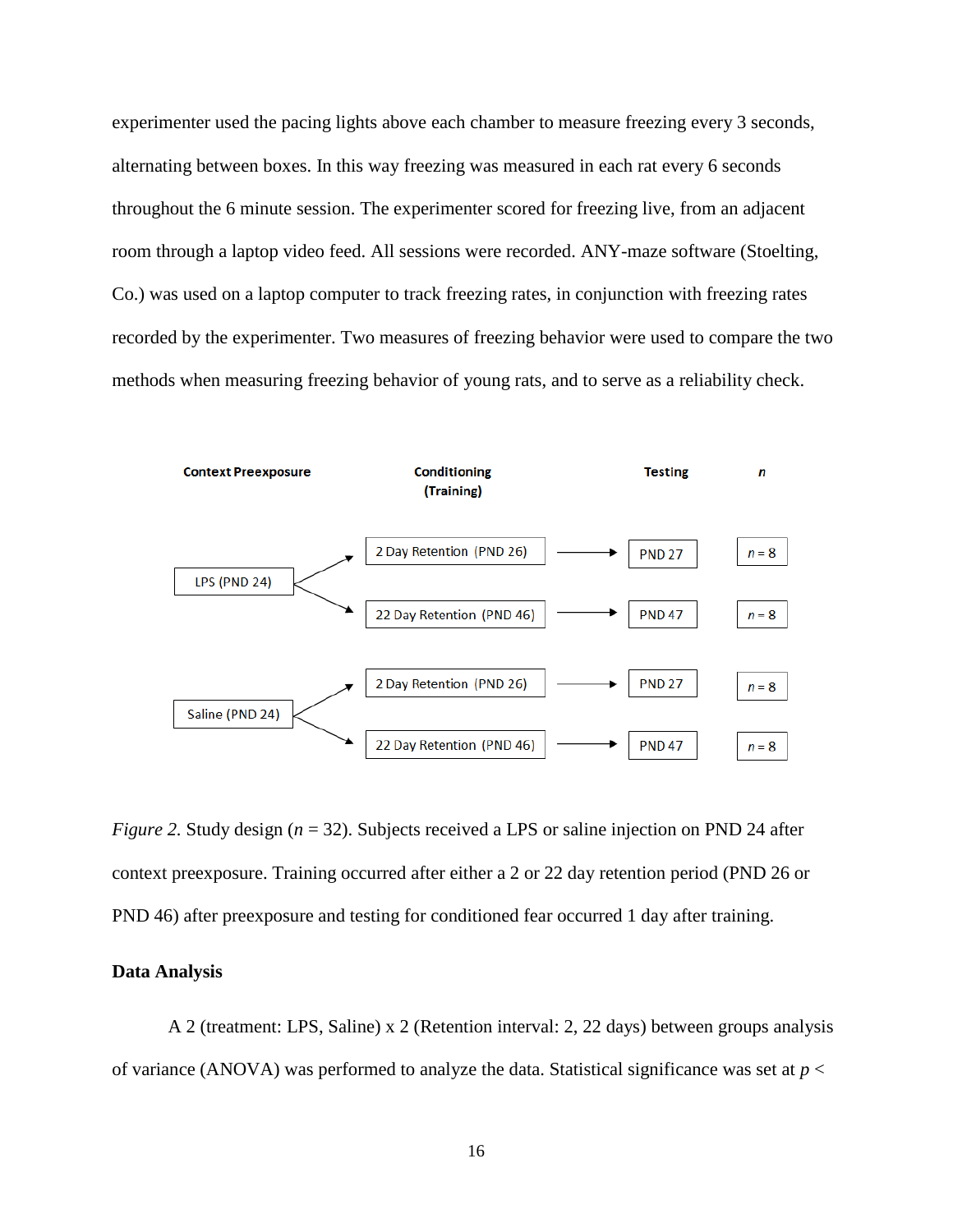experimenter used the pacing lights above each chamber to measure freezing every 3 seconds, alternating between boxes. In this way freezing was measured in each rat every 6 seconds throughout the 6 minute session. The experimenter scored for freezing live, from an adjacent room through a laptop video feed. All sessions were recorded. ANY-maze software (Stoelting, Co.) was used on a laptop computer to track freezing rates, in conjunction with freezing rates recorded by the experimenter. Two measures of freezing behavior were used to compare the two methods when measuring freezing behavior of young rats, and to serve as a reliability check.

| Context Preexposure | Conditioning (Training) | Testing | *n* |
| --- | --- | --- | --- |
| LPS (PND 24) | 2 Day Retention (PND 26) | PND 27 | *n* = 8 |
| | 22 Day Retention (PND 46) | PND 47 | *n* = 8 |
| Saline (PND 24) | 2 Day Retention (PND 26) | PND 27 | *n* = 8 |
| | 22 Day Retention (PND 46) | PND 47 | *n* = 8 |

*Figure 2.* Study design (*n* = 32). Subjects received a LPS or saline injection on PND 24 after context preexposure. Training occurred after either a 2 or 22 day retention period (PND 26 or PND 46) after preexposure and testing for conditioned fear occurred 1 day after training.

**Data Analysis**

A 2 (treatment: LPS, Saline) x 2 (Retention interval: 2, 22 days) between groups analysis of variance (ANOVA) was performed to analyze the data. Statistical significance was set at $p <$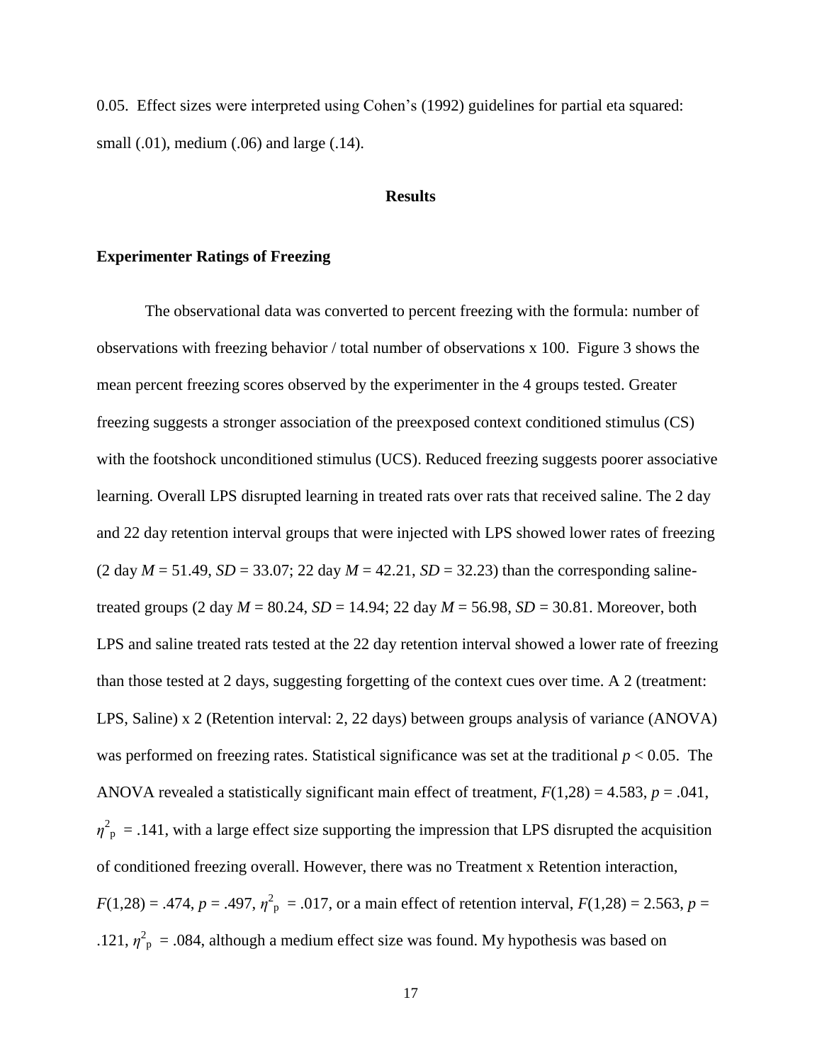0.05. Effect sizes were interpreted using Cohen's (1992) guidelines for partial eta squared: small (.01), medium (.06) and large (.14).

## Results

### Experimenter Ratings of Freezing

The observational data was converted to percent freezing with the formula: number of observations with freezing behavior / total number of observations x 100. Figure 3 shows the mean percent freezing scores observed by the experimenter in the 4 groups tested. Greater freezing suggests a stronger association of the preexposed context conditioned stimulus (CS) with the footshock unconditioned stimulus (UCS). Reduced freezing suggests poorer associative learning. Overall LPS disrupted learning in treated rats over rats that received saline. The 2 day and 22 day retention interval groups that were injected with LPS showed lower rates of freezing (2 day $M$ = 51.49, $SD$ = 33.07; 22 day $M$ = 42.21, $SD$ = 32.23) than the corresponding saline-treated groups (2 day $M$ = 80.24, $SD$ = 14.94; 22 day $M$ = 56.98, $SD$ = 30.81. Moreover, both LPS and saline treated rats tested at the 22 day retention interval showed a lower rate of freezing than those tested at 2 days, suggesting forgetting of the context cues over time. A 2 (treatment: LPS, Saline) x 2 (Retention interval: 2, 22 days) between groups analysis of variance (ANOVA) was performed on freezing rates. Statistical significance was set at the traditional $p < 0.05$. The ANOVA revealed a statistically significant main effect of treatment, $F(1,28) = 4.583$, $p = .041$, $\eta^2_p = .141$, with a large effect size supporting the impression that LPS disrupted the acquisition of conditioned freezing overall. However, there was no Treatment x Retention interaction, $F(1,28) = .474$, $p = .497$, $\eta^2_p = .017$, or a main effect of retention interval, $F(1,28) = 2.563$, $p = .121$, $\eta^2_p = .084$, although a medium effect size was found. My hypothesis was based on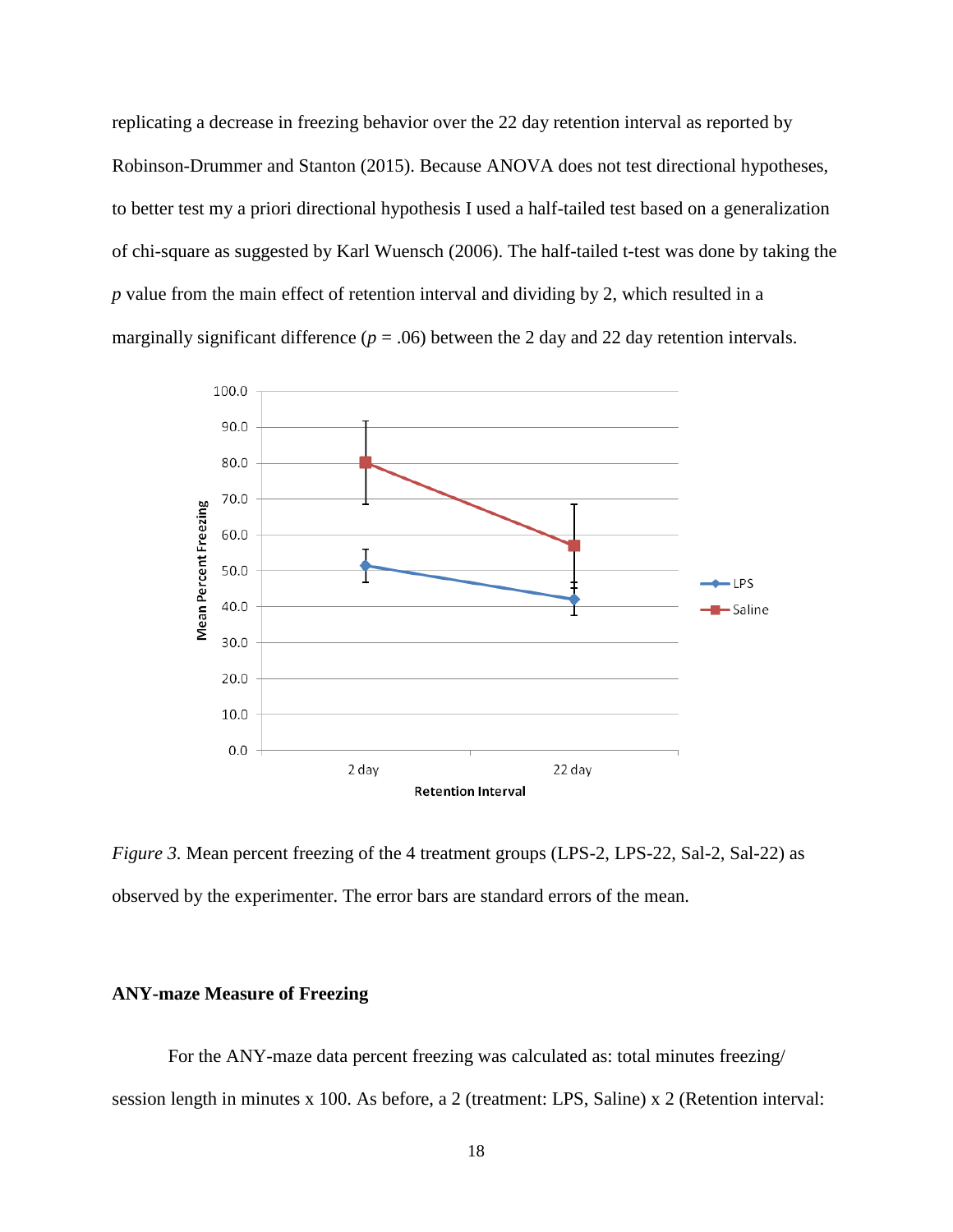replicating a decrease in freezing behavior over the 22 day retention interval as reported by Robinson-Drummer and Stanton (2015). Because ANOVA does not test directional hypotheses, to better test my a priori directional hypothesis I used a half-tailed test based on a generalization of chi-square as suggested by Karl Wuensch (2006). The half-tailed t-test was done by taking the *p* value from the main effect of retention interval and dividing by 2, which resulted in a marginally significant difference ($p = .06$) between the 2 day and 22 day retention intervals.

*Figure 3.* Mean percent freezing of the 4 treatment groups (LPS-2, LPS-22, Sal-2, Sal-22) as observed by the experimenter. The error bars are standard errors of the mean.

## ANY-maze Measure of Freezing

For the ANY-maze data percent freezing was calculated as: total minutes freezing/ session length in minutes x 100. As before, a 2 (treatment: LPS, Saline) x 2 (Retention interval: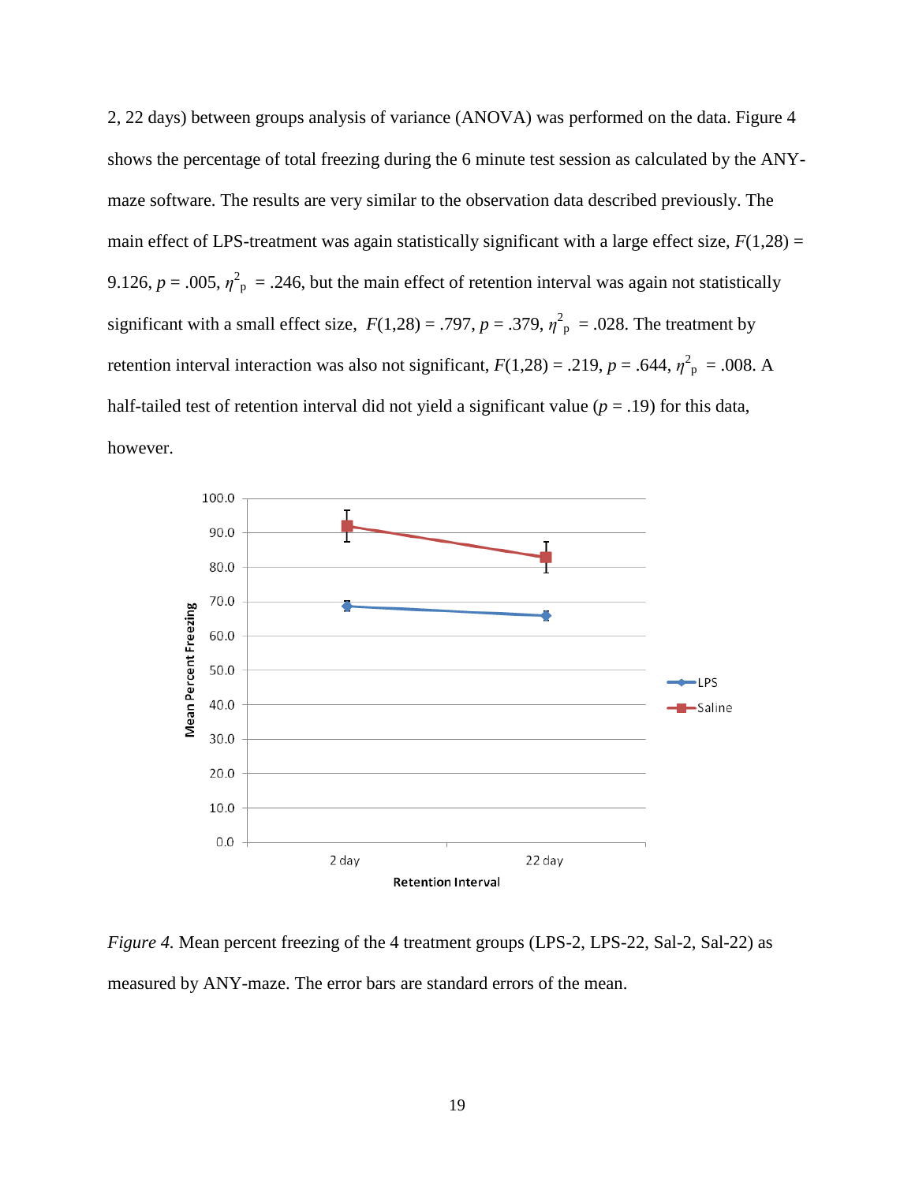2, 22 days) between groups analysis of variance (ANOVA) was performed on the data. Figure 4 shows the percentage of total freezing during the 6 minute test session as calculated by the ANY-maze software. The results are very similar to the observation data described previously. The main effect of LPS-treatment was again statistically significant with a large effect size, $F(1,28) = 9.126$, $p = .005$, $\eta^2_p = .246$, but the main effect of retention interval was again not statistically significant with a small effect size, $F(1,28) = .797$, $p = .379$, $\eta^2_p = .028$. The treatment by retention interval interaction was also not significant, $F(1,28) = .219$, $p = .644$, $\eta^2_p = .008$. A half-tailed test of retention interval did not yield a significant value ($p = .19$) for this data, however.

*Figure 4.* Mean percent freezing of the 4 treatment groups (LPS-2, LPS-22, Sal-2, Sal-22) as measured by ANY-maze. The error bars are standard errors of the mean.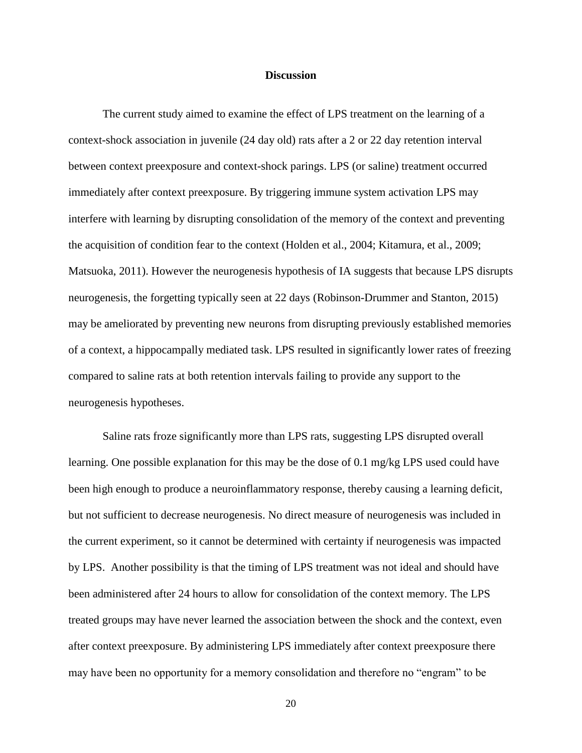## Discussion

The current study aimed to examine the effect of LPS treatment on the learning of a context-shock association in juvenile (24 day old) rats after a 2 or 22 day retention interval between context preexposure and context-shock parings. LPS (or saline) treatment occurred immediately after context preexposure. By triggering immune system activation LPS may interfere with learning by disrupting consolidation of the memory of the context and preventing the acquisition of condition fear to the context (Holden et al., 2004; Kitamura, et al., 2009; Matsuoka, 2011). However the neurogenesis hypothesis of IA suggests that because LPS disrupts neurogenesis, the forgetting typically seen at 22 days (Robinson-Drummer and Stanton, 2015) may be ameliorated by preventing new neurons from disrupting previously established memories of a context, a hippocampally mediated task. LPS resulted in significantly lower rates of freezing compared to saline rats at both retention intervals failing to provide any support to the neurogenesis hypotheses.

Saline rats froze significantly more than LPS rats, suggesting LPS disrupted overall learning. One possible explanation for this may be the dose of 0.1 mg/kg LPS used could have been high enough to produce a neuroinflammatory response, thereby causing a learning deficit, but not sufficient to decrease neurogenesis. No direct measure of neurogenesis was included in the current experiment, so it cannot be determined with certainty if neurogenesis was impacted by LPS. Another possibility is that the timing of LPS treatment was not ideal and should have been administered after 24 hours to allow for consolidation of the context memory. The LPS treated groups may have never learned the association between the shock and the context, even after context preexposure. By administering LPS immediately after context preexposure there may have been no opportunity for a memory consolidation and therefore no "engram" to be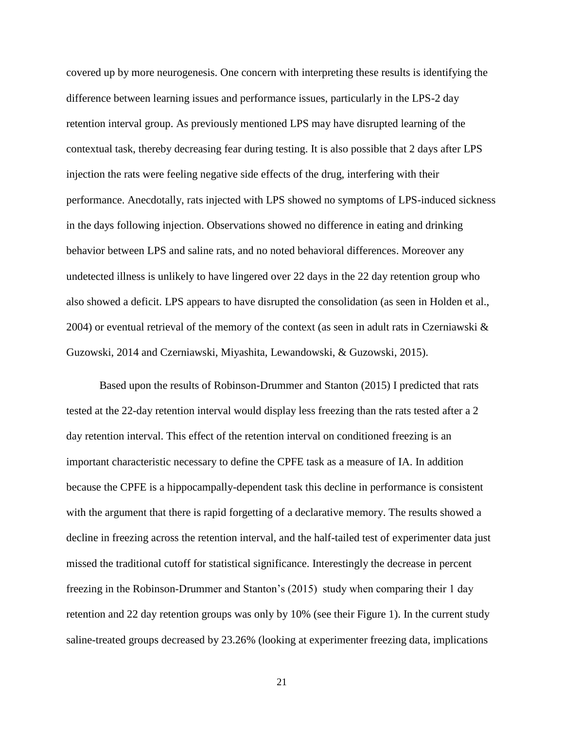covered up by more neurogenesis. One concern with interpreting these results is identifying the difference between learning issues and performance issues, particularly in the LPS-2 day retention interval group. As previously mentioned LPS may have disrupted learning of the contextual task, thereby decreasing fear during testing. It is also possible that 2 days after LPS injection the rats were feeling negative side effects of the drug, interfering with their performance. Anecdotally, rats injected with LPS showed no symptoms of LPS-induced sickness in the days following injection. Observations showed no difference in eating and drinking behavior between LPS and saline rats, and no noted behavioral differences. Moreover any undetected illness is unlikely to have lingered over 22 days in the 22 day retention group who also showed a deficit. LPS appears to have disrupted the consolidation (as seen in Holden et al., 2004) or eventual retrieval of the memory of the context (as seen in adult rats in Czerniawski & Guzowski, 2014 and Czerniawski, Miyashita, Lewandowski, & Guzowski, 2015).

Based upon the results of Robinson-Drummer and Stanton (2015) I predicted that rats tested at the 22-day retention interval would display less freezing than the rats tested after a 2 day retention interval. This effect of the retention interval on conditioned freezing is an important characteristic necessary to define the CPFE task as a measure of IA. In addition because the CPFE is a hippocampally-dependent task this decline in performance is consistent with the argument that there is rapid forgetting of a declarative memory. The results showed a decline in freezing across the retention interval, and the half-tailed test of experimenter data just missed the traditional cutoff for statistical significance. Interestingly the decrease in percent freezing in the Robinson-Drummer and Stanton's (2015) study when comparing their 1 day retention and 22 day retention groups was only by 10% (see their Figure 1). In the current study saline-treated groups decreased by 23.26% (looking at experimenter freezing data, implications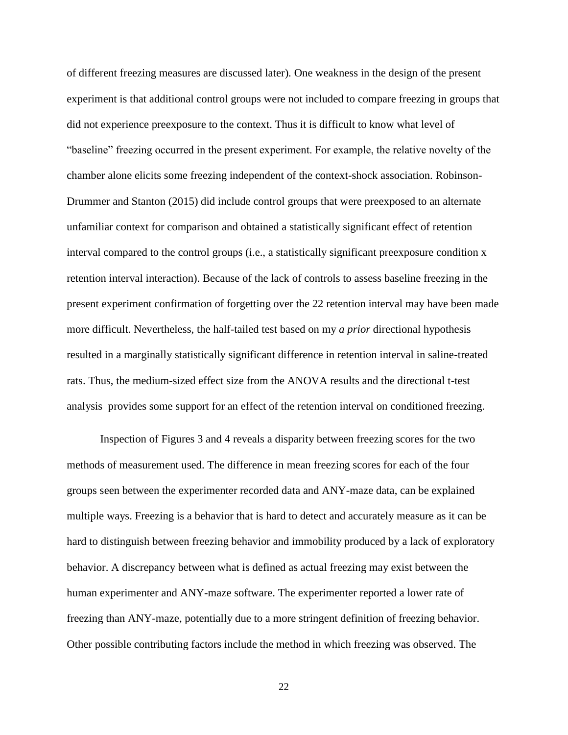of different freezing measures are discussed later). One weakness in the design of the present experiment is that additional control groups were not included to compare freezing in groups that did not experience preexposure to the context. Thus it is difficult to know what level of "baseline" freezing occurred in the present experiment. For example, the relative novelty of the chamber alone elicits some freezing independent of the context-shock association. Robinson-Drummer and Stanton (2015) did include control groups that were preexposed to an alternate unfamiliar context for comparison and obtained a statistically significant effect of retention interval compared to the control groups (i.e., a statistically significant preexposure condition x retention interval interaction). Because of the lack of controls to assess baseline freezing in the present experiment confirmation of forgetting over the 22 retention interval may have been made more difficult. Nevertheless, the half-tailed test based on my *a prior* directional hypothesis resulted in a marginally statistically significant difference in retention interval in saline-treated rats. Thus, the medium-sized effect size from the ANOVA results and the directional t-test analysis provides some support for an effect of the retention interval on conditioned freezing.

Inspection of Figures 3 and 4 reveals a disparity between freezing scores for the two methods of measurement used. The difference in mean freezing scores for each of the four groups seen between the experimenter recorded data and ANY-maze data, can be explained multiple ways. Freezing is a behavior that is hard to detect and accurately measure as it can be hard to distinguish between freezing behavior and immobility produced by a lack of exploratory behavior. A discrepancy between what is defined as actual freezing may exist between the human experimenter and ANY-maze software. The experimenter reported a lower rate of freezing than ANY-maze, potentially due to a more stringent definition of freezing behavior. Other possible contributing factors include the method in which freezing was observed. The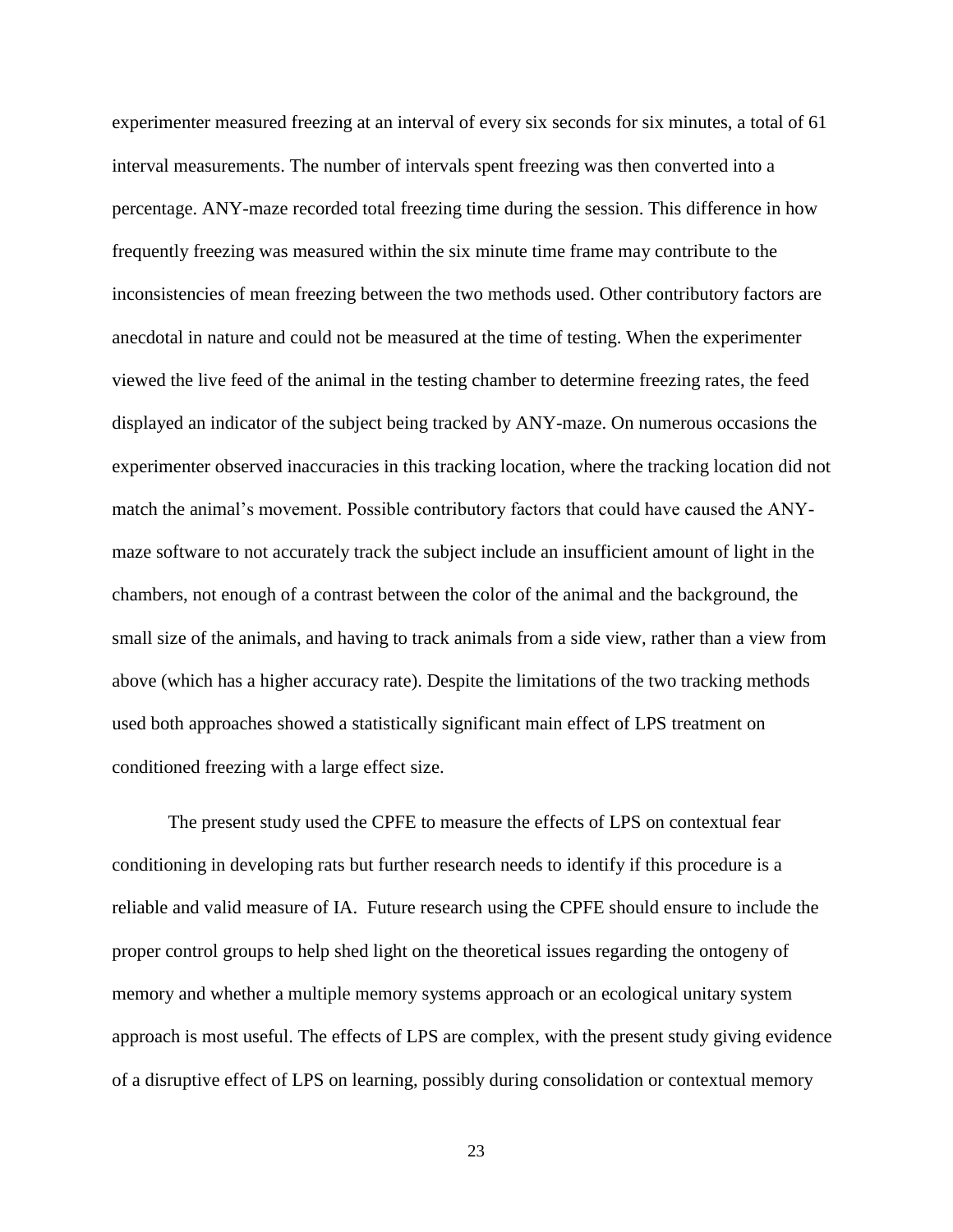experimenter measured freezing at an interval of every six seconds for six minutes, a total of 61 interval measurements. The number of intervals spent freezing was then converted into a percentage. ANY-maze recorded total freezing time during the session. This difference in how frequently freezing was measured within the six minute time frame may contribute to the inconsistencies of mean freezing between the two methods used. Other contributory factors are anecdotal in nature and could not be measured at the time of testing. When the experimenter viewed the live feed of the animal in the testing chamber to determine freezing rates, the feed displayed an indicator of the subject being tracked by ANY-maze. On numerous occasions the experimenter observed inaccuracies in this tracking location, where the tracking location did not match the animal's movement. Possible contributory factors that could have caused the ANY-maze software to not accurately track the subject include an insufficient amount of light in the chambers, not enough of a contrast between the color of the animal and the background, the small size of the animals, and having to track animals from a side view, rather than a view from above (which has a higher accuracy rate). Despite the limitations of the two tracking methods used both approaches showed a statistically significant main effect of LPS treatment on conditioned freezing with a large effect size.

The present study used the CPFE to measure the effects of LPS on contextual fear conditioning in developing rats but further research needs to identify if this procedure is a reliable and valid measure of IA. Future research using the CPFE should ensure to include the proper control groups to help shed light on the theoretical issues regarding the ontogeny of memory and whether a multiple memory systems approach or an ecological unitary system approach is most useful. The effects of LPS are complex, with the present study giving evidence of a disruptive effect of LPS on learning, possibly during consolidation or contextual memory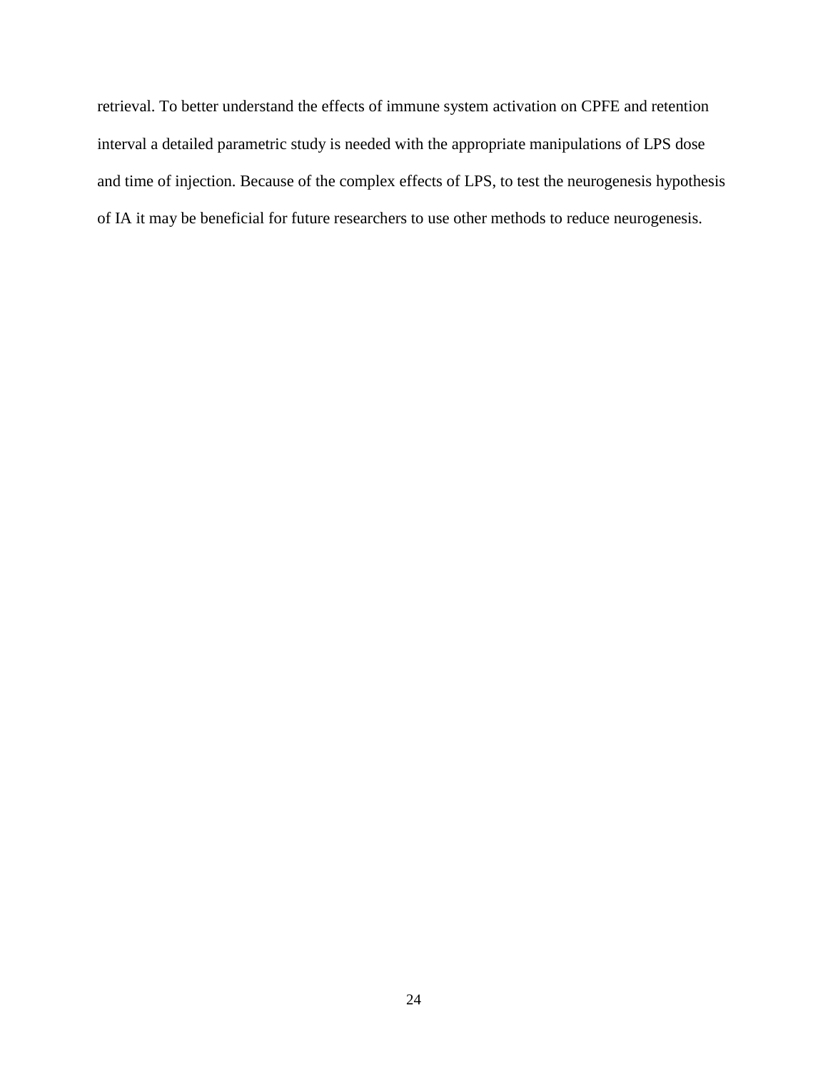retrieval. To better understand the effects of immune system activation on CPFE and retention interval a detailed parametric study is needed with the appropriate manipulations of LPS dose and time of injection. Because of the complex effects of LPS, to test the neurogenesis hypothesis of IA it may be beneficial for future researchers to use other methods to reduce neurogenesis.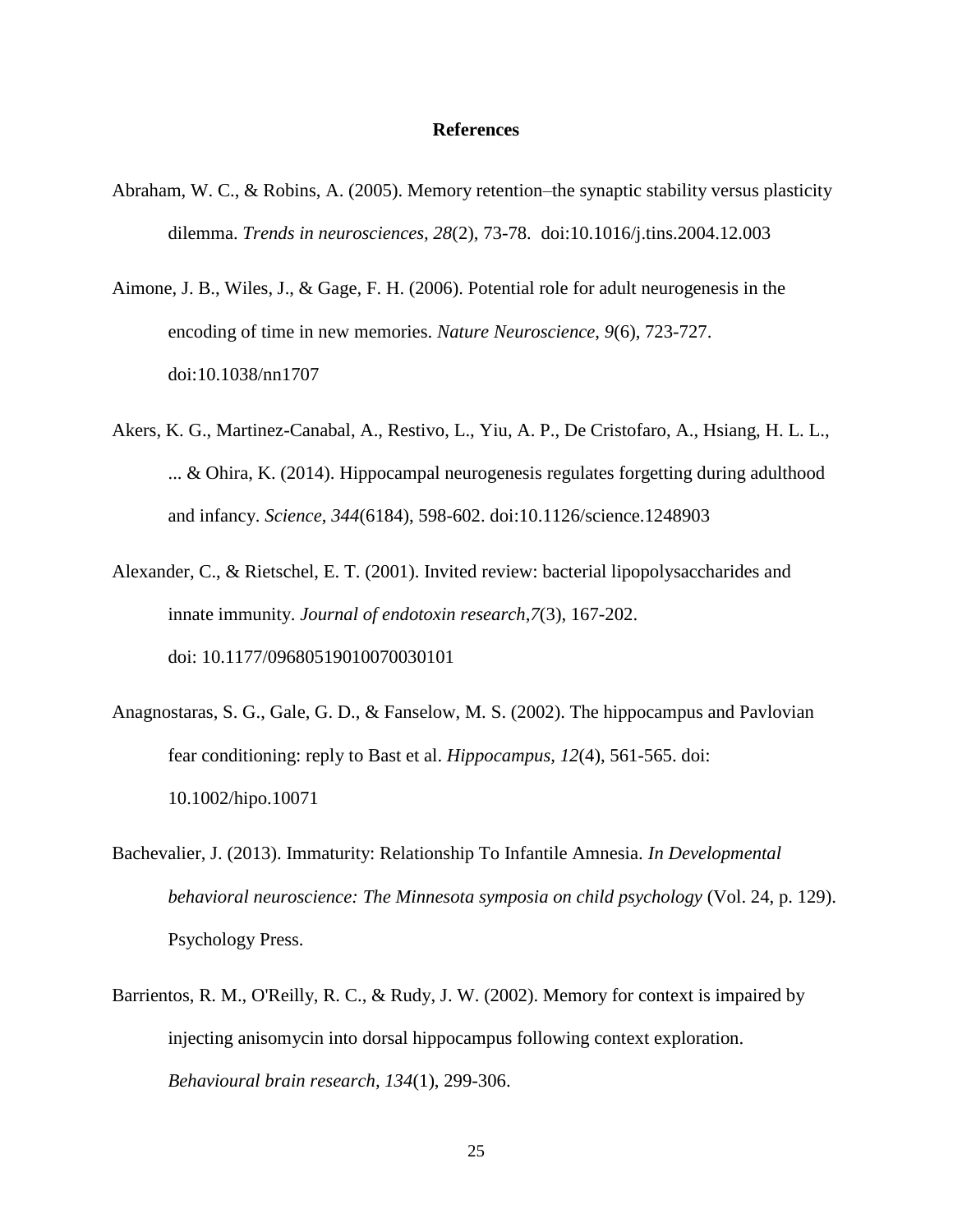# References

Abraham, W. C., & Robins, A. (2005). Memory retention–the synaptic stability versus plasticity dilemma. *Trends in neurosciences, 28*(2), 73-78. doi:10.1016/j.tins.2004.12.003

Aimone, J. B., Wiles, J., & Gage, F. H. (2006). Potential role for adult neurogenesis in the encoding of time in new memories. *Nature Neuroscience, 9*(6), 723-727. doi:10.1038/nn1707

Akers, K. G., Martinez-Canabal, A., Restivo, L., Yiu, A. P., De Cristofaro, A., Hsiang, H. L. L., ... & Ohira, K. (2014). Hippocampal neurogenesis regulates forgetting during adulthood and infancy. *Science*, *344*(6184), 598-602. doi:10.1126/science.1248903

Alexander, C., & Rietschel, E. T. (2001). Invited review: bacterial lipopolysaccharides and innate immunity. *Journal of endotoxin research*,*7*(3), 167-202. doi: 10.1177/09680519010070030101

Anagnostaras, S. G., Gale, G. D., & Fanselow, M. S. (2002). The hippocampus and Pavlovian fear conditioning: reply to Bast et al. *Hippocampus, 12*(4), 561-565. doi: 10.1002/hipo.10071

Bachevalier, J. (2013). Immaturity: Relationship To Infantile Amnesia. *In Developmental behavioral neuroscience: The Minnesota symposia on child psychology* (Vol. 24, p. 129). Psychology Press.

Barrientos, R. M., O'Reilly, R. C., & Rudy, J. W. (2002). Memory for context is impaired by injecting anisomycin into dorsal hippocampus following context exploration. *Behavioural brain research, 134*(1), 299-306.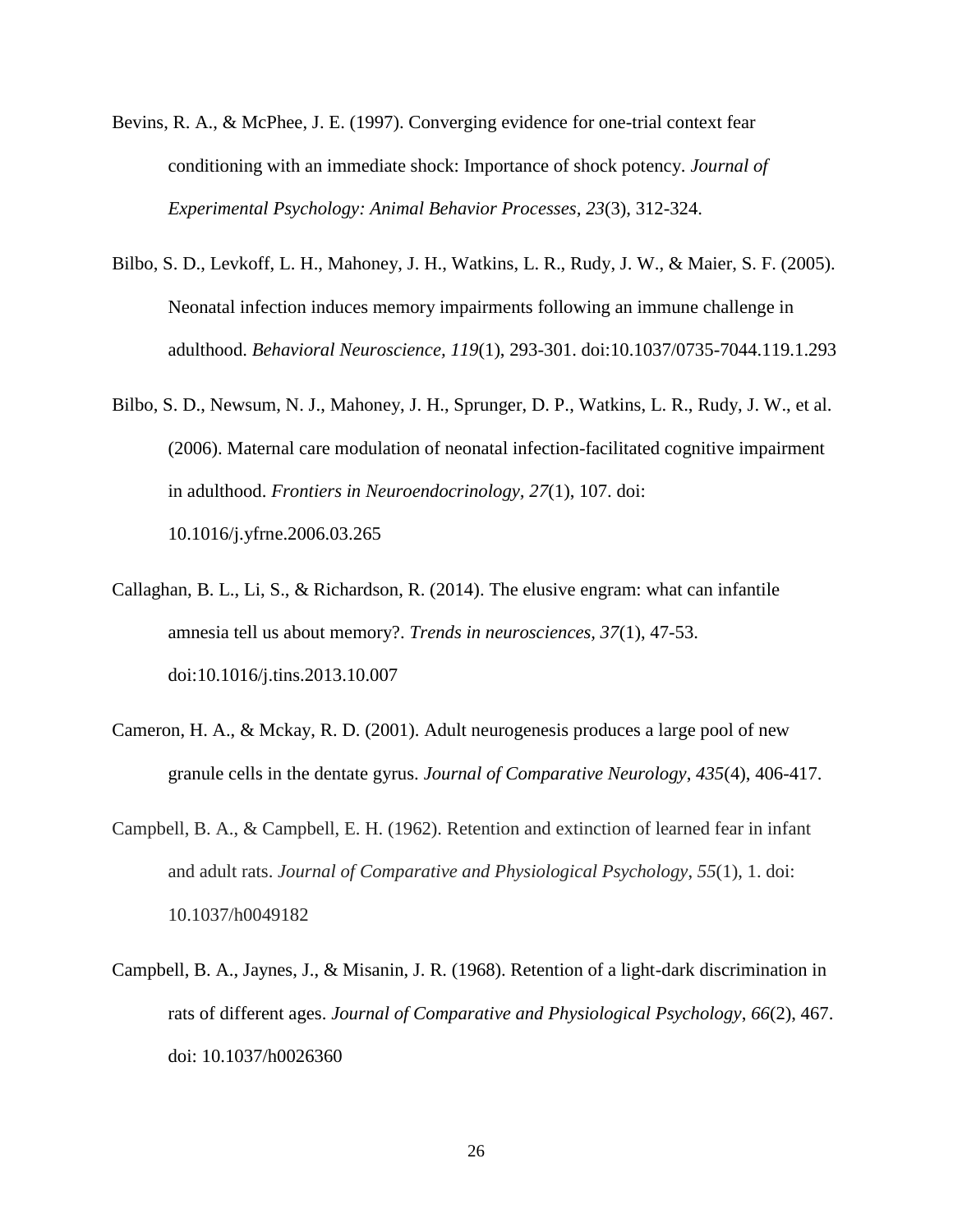Bevins, R. A., & McPhee, J. E. (1997). Converging evidence for one-trial context fear conditioning with an immediate shock: Importance of shock potency. *Journal of Experimental Psychology: Animal Behavior Processes, 23*(3), 312-324.

Bilbo, S. D., Levkoff, L. H., Mahoney, J. H., Watkins, L. R., Rudy, J. W., & Maier, S. F. (2005). Neonatal infection induces memory impairments following an immune challenge in adulthood. *Behavioral Neuroscience, 119*(1), 293-301. doi:10.1037/0735-7044.119.1.293

Bilbo, S. D., Newsum, N. J., Mahoney, J. H., Sprunger, D. P., Watkins, L. R., Rudy, J. W., et al. (2006). Maternal care modulation of neonatal infection-facilitated cognitive impairment in adulthood. *Frontiers in Neuroendocrinology, 27*(1), 107. doi: 10.1016/j.yfrne.2006.03.265

Callaghan, B. L., Li, S., & Richardson, R. (2014). The elusive engram: what can infantile amnesia tell us about memory?. *Trends in neurosciences*, *37*(1), 47-53. doi:10.1016/j.tins.2013.10.007

Cameron, H. A., & Mckay, R. D. (2001). Adult neurogenesis produces a large pool of new granule cells in the dentate gyrus. *Journal of Comparative Neurology*, *435*(4), 406-417.

Campbell, B. A., & Campbell, E. H. (1962). Retention and extinction of learned fear in infant and adult rats. *Journal of Comparative and Physiological Psychology*, *55*(1), 1. doi: 10.1037/h0049182

Campbell, B. A., Jaynes, J., & Misanin, J. R. (1968). Retention of a light-dark discrimination in rats of different ages. *Journal of Comparative and Physiological Psychology*, *66*(2), 467. doi: 10.1037/h0026360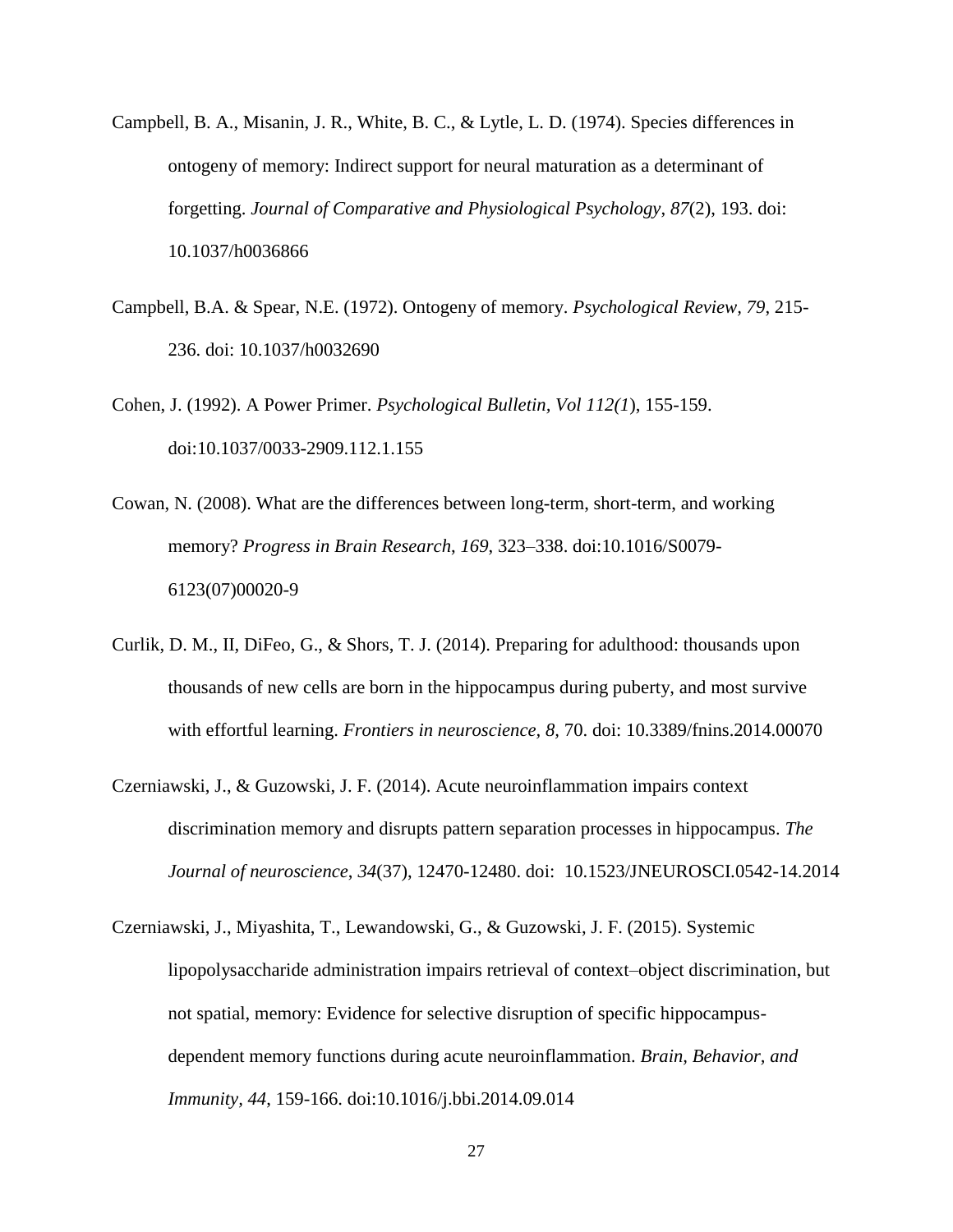Campbell, B. A., Misanin, J. R., White, B. C., & Lytle, L. D. (1974). Species differences in ontogeny of memory: Indirect support for neural maturation as a determinant of forgetting. *Journal of Comparative and Physiological Psychology*, *87*(2), 193. doi: 10.1037/h0036866

Campbell, B.A. & Spear, N.E. (1972). Ontogeny of memory. *Psychological Review*, *79*, 215-236. doi: 10.1037/h0032690

Cohen, J. (1992). A Power Primer. *Psychological Bulletin, Vol 112(1*), 155-159. doi:10.1037/0033-2909.112.1.155

Cowan, N. (2008). What are the differences between long-term, short-term, and working memory? *Progress in Brain Research, 169,* 323–338. doi:10.1016/S0079-6123(07)00020-9

Curlik, D. M., II, DiFeo, G., & Shors, T. J. (2014). Preparing for adulthood: thousands upon thousands of new cells are born in the hippocampus during puberty, and most survive with effortful learning. *Frontiers in neuroscience, 8,* 70. doi: 10.3389/fnins.2014.00070

Czerniawski, J., & Guzowski, J. F. (2014). Acute neuroinflammation impairs context discrimination memory and disrupts pattern separation processes in hippocampus. *The Journal of neuroscience*, *34*(37), 12470-12480. doi: 10.1523/JNEUROSCI.0542-14.2014

Czerniawski, J., Miyashita, T., Lewandowski, G., & Guzowski, J. F. (2015). Systemic lipopolysaccharide administration impairs retrieval of context–object discrimination, but not spatial, memory: Evidence for selective disruption of specific hippocampus-dependent memory functions during acute neuroinflammation. *Brain, Behavior, and Immunity, 44*, 159-166. doi:10.1016/j.bbi.2014.09.014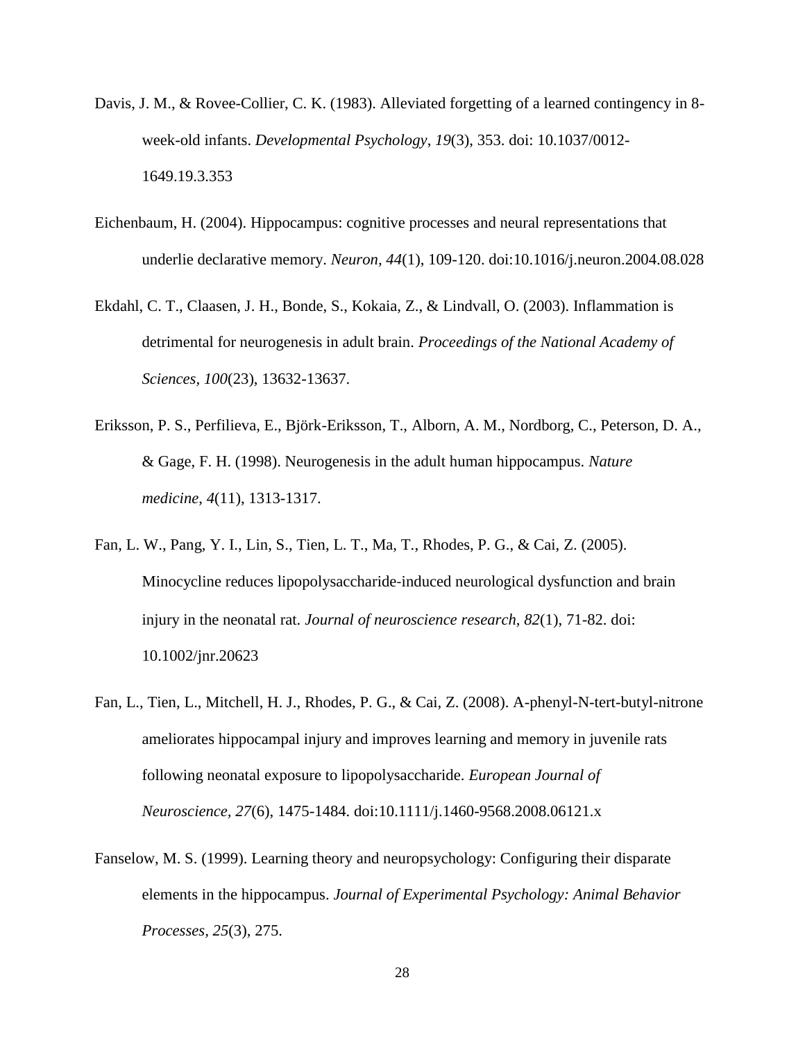Davis, J. M., & Rovee-Collier, C. K. (1983). Alleviated forgetting of a learned contingency in 8-week-old infants. *Developmental Psychology*, *19*(3), 353. doi: 10.1037/0012-1649.19.3.353

Eichenbaum, H. (2004). Hippocampus: cognitive processes and neural representations that underlie declarative memory. *Neuron, 44*(1), 109-120. doi:10.1016/j.neuron.2004.08.028

Ekdahl, C. T., Claasen, J. H., Bonde, S., Kokaia, Z., & Lindvall, O. (2003). Inflammation is detrimental for neurogenesis in adult brain. *Proceedings of the National Academy of Sciences*, *100*(23), 13632-13637.

Eriksson, P. S., Perfilieva, E., Björk-Eriksson, T., Alborn, A. M., Nordborg, C., Peterson, D. A., & Gage, F. H. (1998). Neurogenesis in the adult human hippocampus. *Nature medicine*, *4*(11), 1313-1317.

Fan, L. W., Pang, Y. I., Lin, S., Tien, L. T., Ma, T., Rhodes, P. G., & Cai, Z. (2005). Minocycline reduces lipopolysaccharide-induced neurological dysfunction and brain injury in the neonatal rat. *Journal of neuroscience research, 82*(1), 71-82. doi: 10.1002/jnr.20623

Fan, L., Tien, L., Mitchell, H. J., Rhodes, P. G., & Cai, Z. (2008). A-phenyl-N-tert-butyl-nitrone ameliorates hippocampal injury and improves learning and memory in juvenile rats following neonatal exposure to lipopolysaccharide. *European Journal of Neuroscience, 27*(6), 1475-1484. doi:10.1111/j.1460-9568.2008.06121.x

Fanselow, M. S. (1999). Learning theory and neuropsychology: Configuring their disparate elements in the hippocampus. *Journal of Experimental Psychology: Animal Behavior Processes*, *25*(3), 275.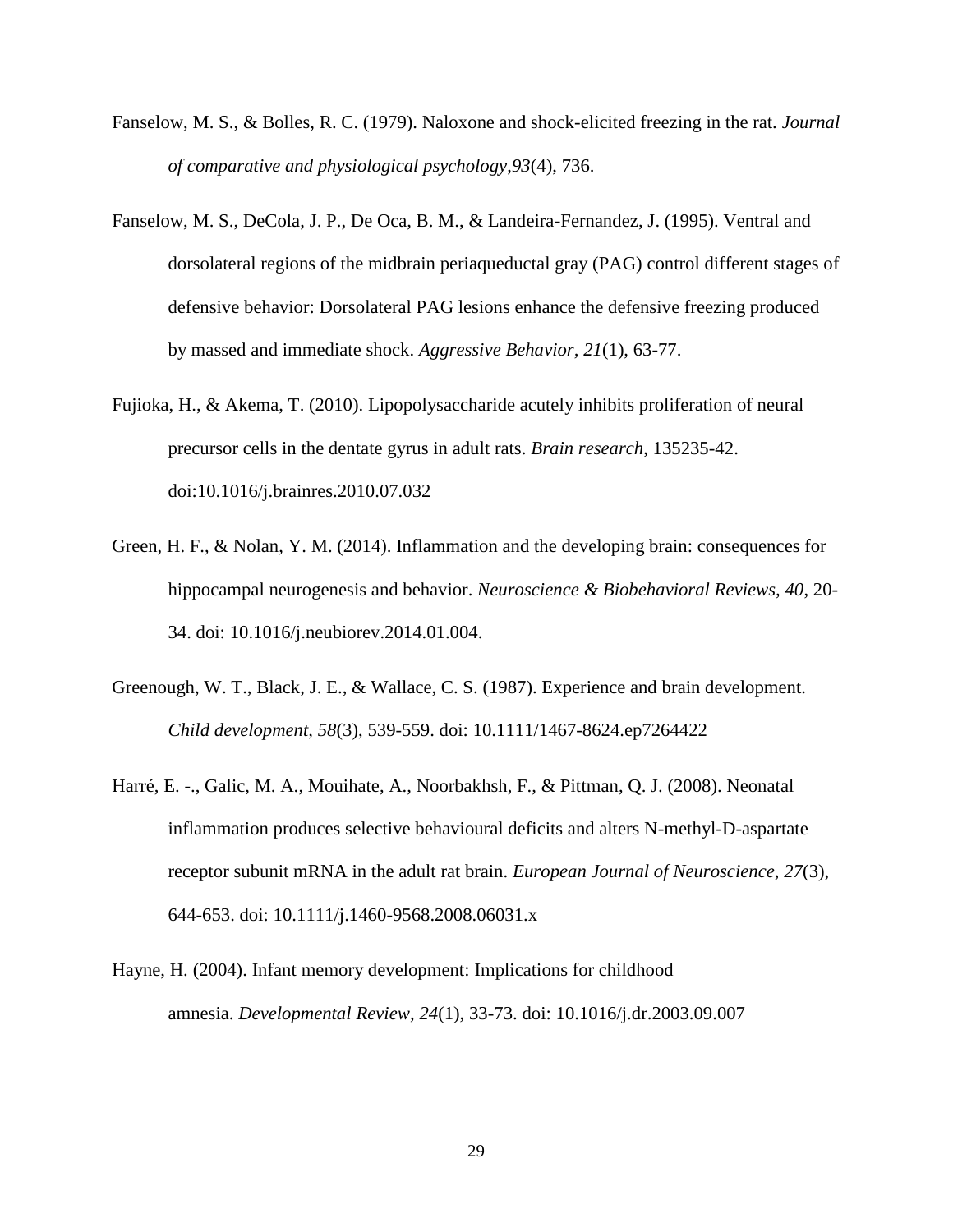Fanselow, M. S., & Bolles, R. C. (1979). Naloxone and shock-elicited freezing in the rat. *Journal of comparative and physiological psychology*,*93*(4), 736.

Fanselow, M. S., DeCola, J. P., De Oca, B. M., & Landeira-Fernandez, J. (1995). Ventral and dorsolateral regions of the midbrain periaqueductal gray (PAG) control different stages of defensive behavior: Dorsolateral PAG lesions enhance the defensive freezing produced by massed and immediate shock. *Aggressive Behavior*, *21*(1), 63-77.

Fujioka, H., & Akema, T. (2010). Lipopolysaccharide acutely inhibits proliferation of neural precursor cells in the dentate gyrus in adult rats. *Brain research*, 135235-42. doi:10.1016/j.brainres.2010.07.032

Green, H. F., & Nolan, Y. M. (2014). Inflammation and the developing brain: consequences for hippocampal neurogenesis and behavior. *Neuroscience & Biobehavioral Reviews*, *40*, 20-34. doi: 10.1016/j.neubiorev.2014.01.004.

Greenough, W. T., Black, J. E., & Wallace, C. S. (1987). Experience and brain development. *Child development*, *58*(3), 539-559. doi: 10.1111/1467-8624.ep7264422

Harré, E. -., Galic, M. A., Mouihate, A., Noorbakhsh, F., & Pittman, Q. J. (2008). Neonatal inflammation produces selective behavioural deficits and alters N-methyl-D-aspartate receptor subunit mRNA in the adult rat brain. *European Journal of Neuroscience*, *27*(3), 644-653. doi: 10.1111/j.1460-9568.2008.06031.x

Hayne, H. (2004). Infant memory development: Implications for childhood amnesia. *Developmental Review*, *24*(1), 33-73. doi: 10.1016/j.dr.2003.09.007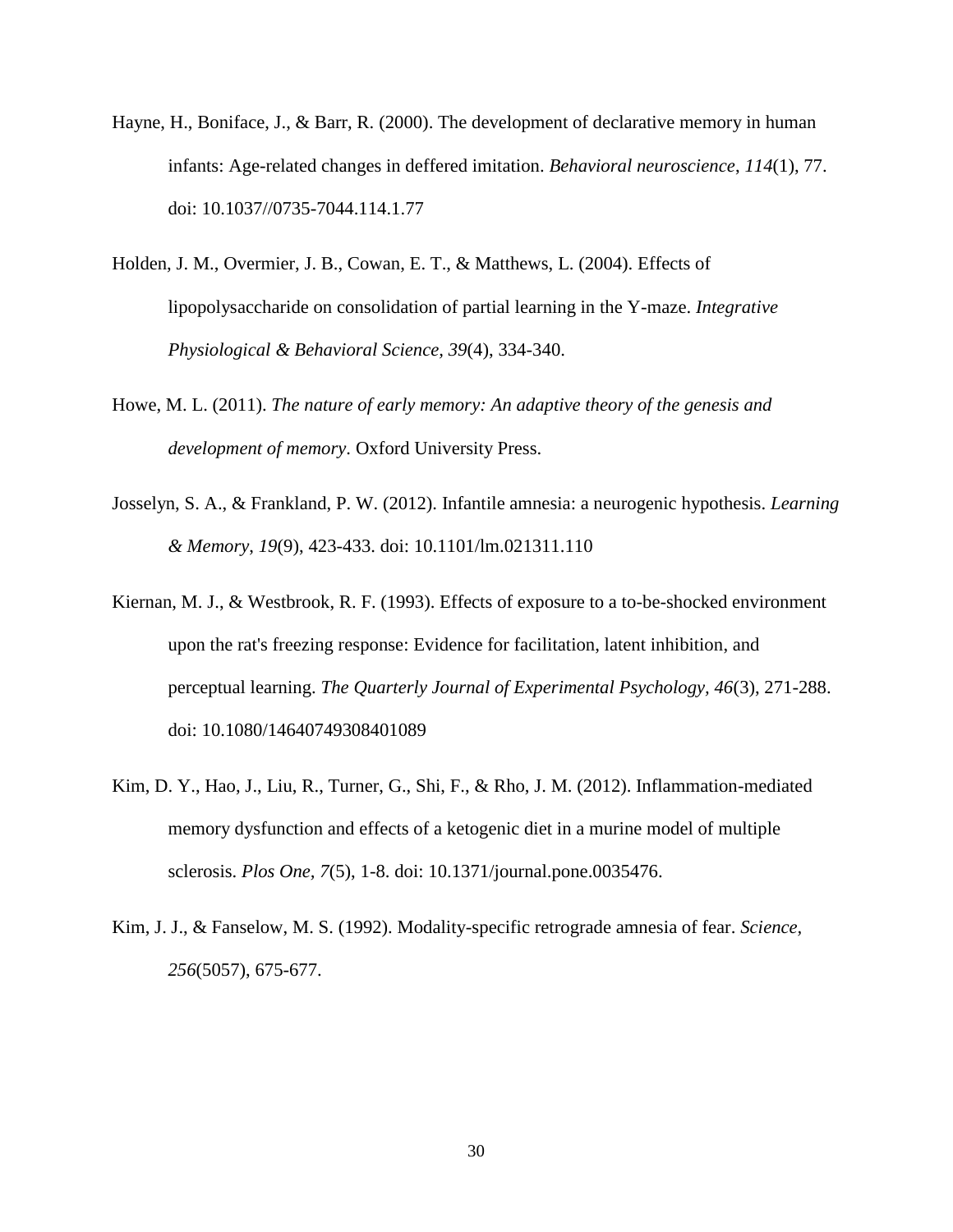Hayne, H., Boniface, J., & Barr, R. (2000). The development of declarative memory in human infants: Age-related changes in deffered imitation. *Behavioral neuroscience*, *114*(1), 77. doi: 10.1037//0735-7044.114.1.77

Holden, J. M., Overmier, J. B., Cowan, E. T., & Matthews, L. (2004). Effects of lipopolysaccharide on consolidation of partial learning in the Y-maze. *Integrative Physiological & Behavioral Science*, *39*(4), 334-340.

Howe, M. L. (2011). *The nature of early memory: An adaptive theory of the genesis and development of memory*. Oxford University Press.

Josselyn, S. A., & Frankland, P. W. (2012). Infantile amnesia: a neurogenic hypothesis. *Learning & Memory*, *19*(9), 423-433. doi: 10.1101/lm.021311.110

Kiernan, M. J., & Westbrook, R. F. (1993). Effects of exposure to a to-be-shocked environment upon the rat's freezing response: Evidence for facilitation, latent inhibition, and perceptual learning. *The Quarterly Journal of Experimental Psychology, 46*(3), 271-288. doi: 10.1080/14640749308401089

Kim, D. Y., Hao, J., Liu, R., Turner, G., Shi, F., & Rho, J. M. (2012). Inflammation-mediated memory dysfunction and effects of a ketogenic diet in a murine model of multiple sclerosis. *Plos One, 7*(5), 1-8. doi: 10.1371/journal.pone.0035476.

Kim, J. J., & Fanselow, M. S. (1992). Modality-specific retrograde amnesia of fear. *Science, 256*(5057), 675-677.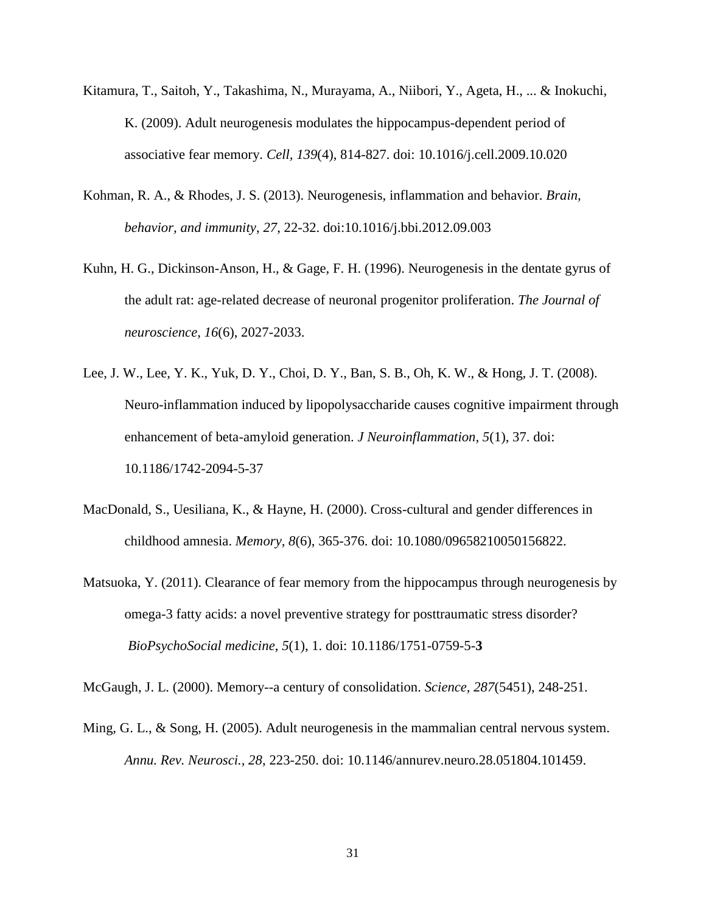Kitamura, T., Saitoh, Y., Takashima, N., Murayama, A., Niibori, Y., Ageta, H., ... & Inokuchi, K. (2009). Adult neurogenesis modulates the hippocampus-dependent period of associative fear memory. *Cell, 139*(4), 814-827. doi: 10.1016/j.cell.2009.10.020

Kohman, R. A., & Rhodes, J. S. (2013). Neurogenesis, inflammation and behavior. *Brain, behavior, and immunity*, *27*, 22-32. doi:10.1016/j.bbi.2012.09.003

Kuhn, H. G., Dickinson-Anson, H., & Gage, F. H. (1996). Neurogenesis in the dentate gyrus of the adult rat: age-related decrease of neuronal progenitor proliferation. *The Journal of neuroscience*, *16*(6), 2027-2033.

Lee, J. W., Lee, Y. K., Yuk, D. Y., Choi, D. Y., Ban, S. B., Oh, K. W., & Hong, J. T. (2008). Neuro-inflammation induced by lipopolysaccharide causes cognitive impairment through enhancement of beta-amyloid generation. *J Neuroinflammation, 5*(1), 37. doi: 10.1186/1742-2094-5-37

MacDonald, S., Uesiliana, K., & Hayne, H. (2000). Cross-cultural and gender differences in childhood amnesia. *Memory, 8*(6), 365-376. doi: 10.1080/09658210050156822.

Matsuoka, Y. (2011). Clearance of fear memory from the hippocampus through neurogenesis by omega-3 fatty acids: a novel preventive strategy for posttraumatic stress disorder? *BioPsychoSocial medicine*, *5*(1), 1. doi: 10.1186/1751-0759-5-**3**

McGaugh, J. L. (2000). Memory--a century of consolidation. *Science*, *287*(5451), 248-251.

Ming, G. L., & Song, H. (2005). Adult neurogenesis in the mammalian central nervous system. *Annu. Rev. Neurosci.*, *28*, 223-250. doi: 10.1146/annurev.neuro.28.051804.101459.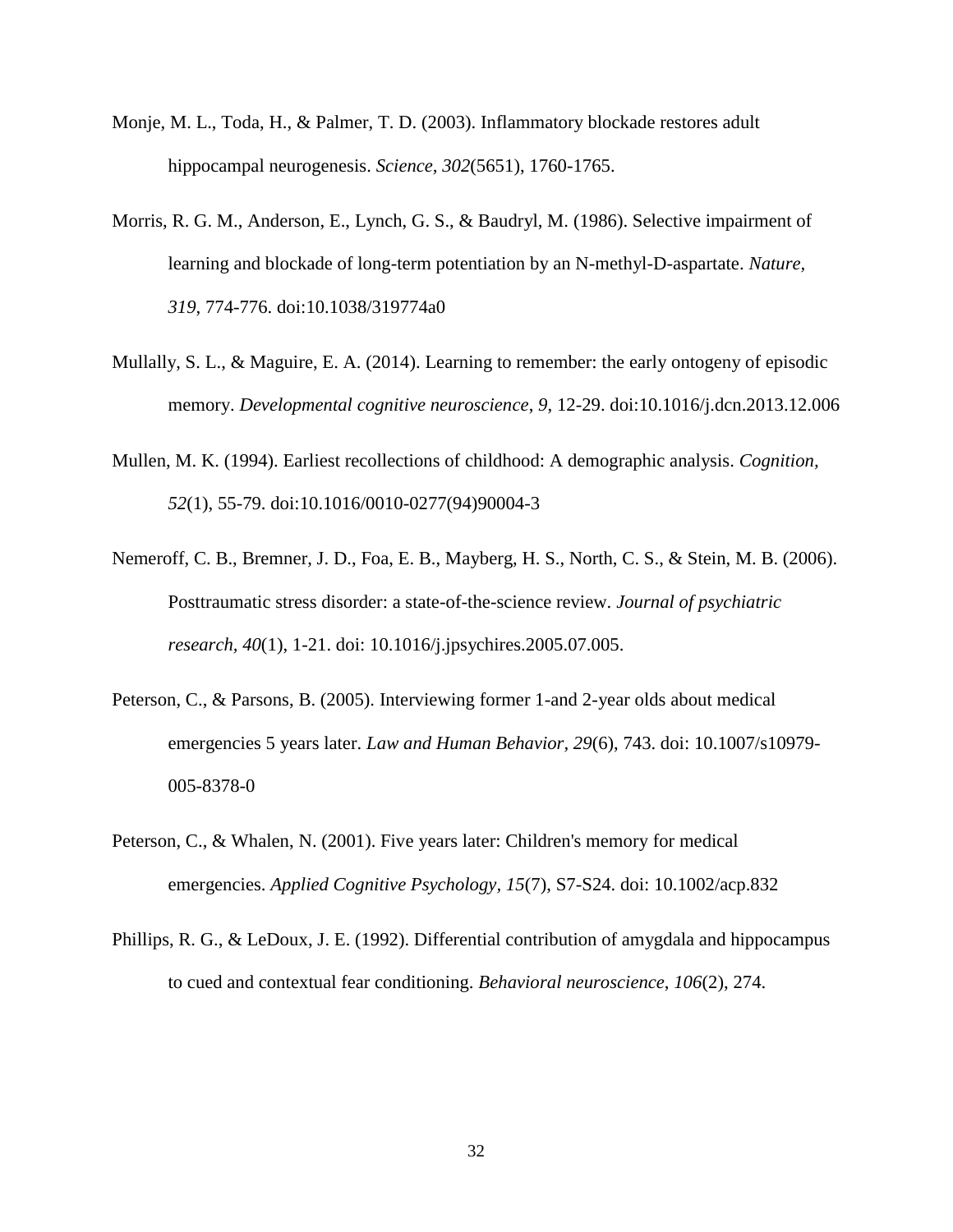Monje, M. L., Toda, H., & Palmer, T. D. (2003). Inflammatory blockade restores adult hippocampal neurogenesis. *Science, 302*(5651), 1760-1765.

Morris, R. G. M., Anderson, E., Lynch, G. S., & Baudryl, M. (1986). Selective impairment of learning and blockade of long-term potentiation by an N-methyl-D-aspartate. *Nature, 319*, 774-776. doi:10.1038/319774a0

Mullally, S. L., & Maguire, E. A. (2014). Learning to remember: the early ontogeny of episodic memory. *Developmental cognitive neuroscience*, *9*, 12-29. doi:10.1016/j.dcn.2013.12.006

Mullen, M. K. (1994). Earliest recollections of childhood: A demographic analysis. *Cognition*, *52*(1), 55-79. doi:10.1016/0010-0277(94)90004-3

Nemeroff, C. B., Bremner, J. D., Foa, E. B., Mayberg, H. S., North, C. S., & Stein, M. B. (2006). Posttraumatic stress disorder: a state-of-the-science review. *Journal of psychiatric research*, *40*(1), 1-21. doi: 10.1016/j.jpsychires.2005.07.005.

Peterson, C., & Parsons, B. (2005). Interviewing former 1-and 2-year olds about medical emergencies 5 years later. *Law and Human Behavior*, *29*(6), 743. doi: 10.1007/s10979-005-8378-0

Peterson, C., & Whalen, N. (2001). Five years later: Children's memory for medical emergencies. *Applied Cognitive Psychology, 15*(7), S7-S24. doi: 10.1002/acp.832

Phillips, R. G., & LeDoux, J. E. (1992). Differential contribution of amygdala and hippocampus to cued and contextual fear conditioning. *Behavioral neuroscience*, *106*(2), 274.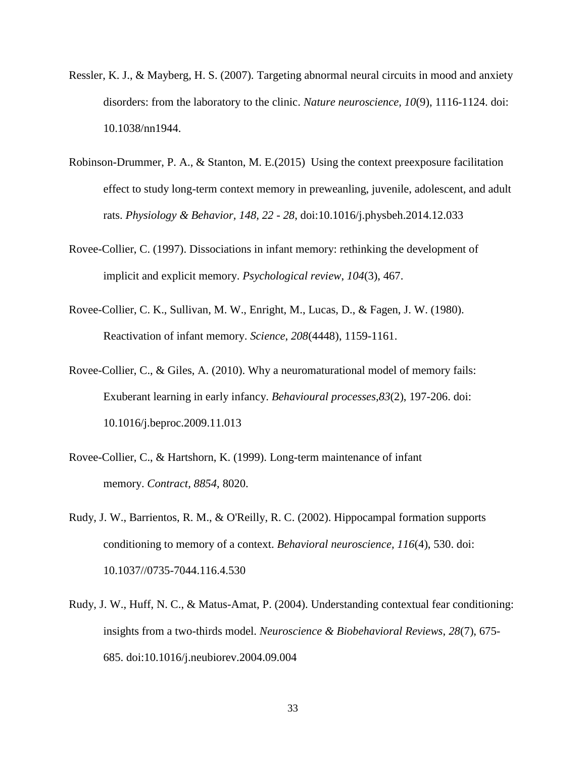Ressler, K. J., & Mayberg, H. S. (2007). Targeting abnormal neural circuits in mood and anxiety disorders: from the laboratory to the clinic. *Nature neuroscience*, *10*(9), 1116-1124. doi: 10.1038/nn1944.

Robinson-Drummer, P. A., & Stanton, M. E.(2015) Using the context preexposure facilitation effect to study long-term context memory in preweanling, juvenile, adolescent, and adult rats. *Physiology & Behavior, 148, 22 - 28*, doi:10.1016/j.physbeh.2014.12.033

Rovee-Collier, C. (1997). Dissociations in infant memory: rethinking the development of implicit and explicit memory. *Psychological review*, *104*(3), 467.

Rovee-Collier, C. K., Sullivan, M. W., Enright, M., Lucas, D., & Fagen, J. W. (1980). Reactivation of infant memory. *Science*, *208*(4448), 1159-1161.

Rovee-Collier, C., & Giles, A. (2010). Why a neuromaturational model of memory fails: Exuberant learning in early infancy. *Behavioural processes*,*83*(2), 197-206. doi: 10.1016/j.beproc.2009.11.013

Rovee-Collier, C., & Hartshorn, K. (1999). Long-term maintenance of infant memory. *Contract*, *8854*, 8020.

Rudy, J. W., Barrientos, R. M., & O'Reilly, R. C. (2002). Hippocampal formation supports conditioning to memory of a context. *Behavioral neuroscience, 116*(4), 530. doi: 10.1037//0735-7044.116.4.530

Rudy, J. W., Huff, N. C., & Matus-Amat, P. (2004). Understanding contextual fear conditioning: insights from a two-thirds model. *Neuroscience & Biobehavioral Reviews*, *28*(7), 675-685. doi:10.1016/j.neubiorev.2004.09.004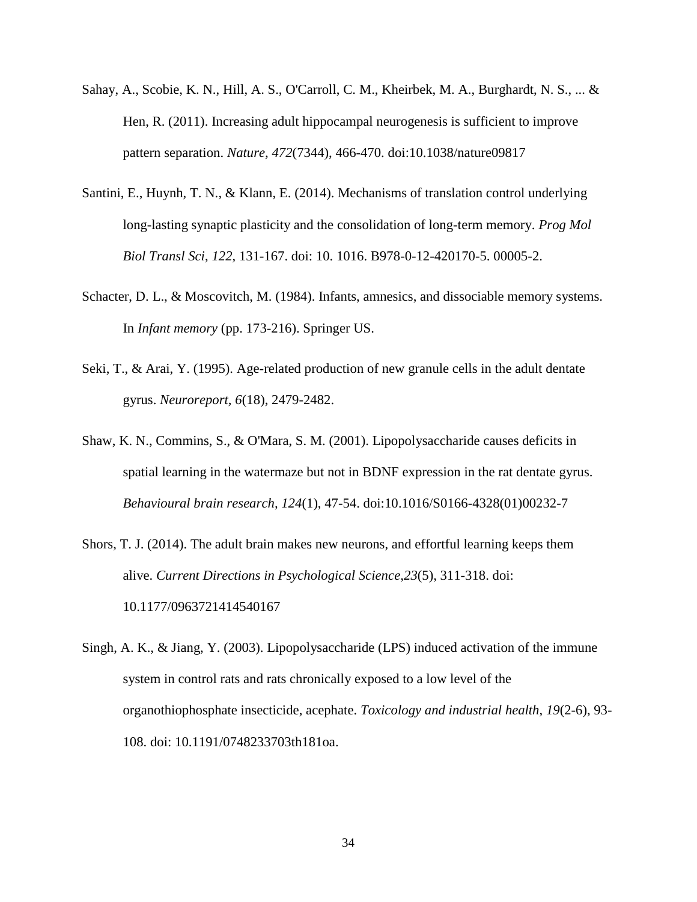Sahay, A., Scobie, K. N., Hill, A. S., O'Carroll, C. M., Kheirbek, M. A., Burghardt, N. S., ... & Hen, R. (2011). Increasing adult hippocampal neurogenesis is sufficient to improve pattern separation. *Nature, 472*(7344), 466-470. doi:10.1038/nature09817

Santini, E., Huynh, T. N., & Klann, E. (2014). Mechanisms of translation control underlying long-lasting synaptic plasticity and the consolidation of long-term memory. *Prog Mol Biol Transl Sci*, *122*, 131-167. doi: 10. 1016. B978-0-12-420170-5. 00005-2.

Schacter, D. L., & Moscovitch, M. (1984). Infants, amnesics, and dissociable memory systems. In *Infant memory* (pp. 173-216). Springer US.

Seki, T., & Arai, Y. (1995). Age-related production of new granule cells in the adult dentate gyrus. *Neuroreport, 6*(18), 2479-2482.

Shaw, K. N., Commins, S., & O'Mara, S. M. (2001). Lipopolysaccharide causes deficits in spatial learning in the watermaze but not in BDNF expression in the rat dentate gyrus. *Behavioural brain research, 124*(1), 47-54. doi:10.1016/S0166-4328(01)00232-7

Shors, T. J. (2014). The adult brain makes new neurons, and effortful learning keeps them alive. *Current Directions in Psychological Science*,*23*(5), 311-318. doi: 10.1177/0963721414540167

Singh, A. K., & Jiang, Y. (2003). Lipopolysaccharide (LPS) induced activation of the immune system in control rats and rats chronically exposed to a low level of the organothiophosphate insecticide, acephate. *Toxicology and industrial health*, *19*(2-6), 93-108. doi: 10.1191/0748233703th181oa.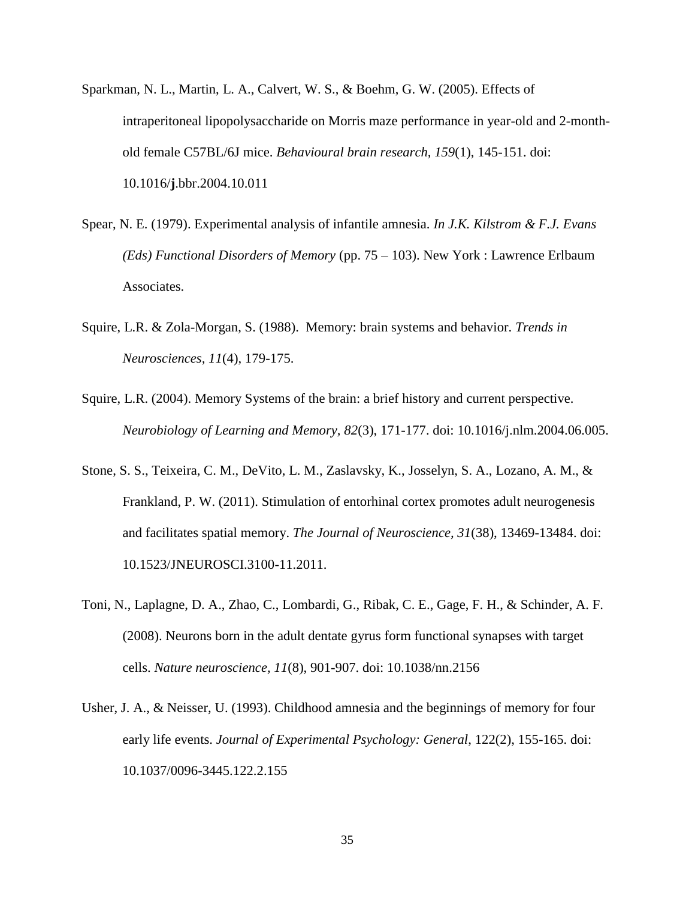Sparkman, N. L., Martin, L. A., Calvert, W. S., & Boehm, G. W. (2005). Effects of intraperitoneal lipopolysaccharide on Morris maze performance in year-old and 2-month-old female C57BL/6J mice. *Behavioural brain research*, *159*(1), 145-151. doi: 10.1016/**j**.bbr.2004.10.011

Spear, N. E. (1979). Experimental analysis of infantile amnesia. *In J.K. Kilstrom & F.J. Evans (Eds) Functional Disorders of Memory* (pp. 75 – 103). New York : Lawrence Erlbaum Associates.

Squire, L.R. & Zola-Morgan, S. (1988). Memory: brain systems and behavior. *Trends in Neurosciences*, *11*(4), 179-175.

Squire, L.R. (2004). Memory Systems of the brain: a brief history and current perspective. *Neurobiology of Learning and Memory*, *82*(3), 171-177. doi: 10.1016/j.nlm.2004.06.005.

Stone, S. S., Teixeira, C. M., DeVito, L. M., Zaslavsky, K., Josselyn, S. A., Lozano, A. M., & Frankland, P. W. (2011). Stimulation of entorhinal cortex promotes adult neurogenesis and facilitates spatial memory. *The Journal of Neuroscience, 31*(38), 13469-13484. doi: 10.1523/JNEUROSCI.3100-11.2011.

Toni, N., Laplagne, D. A., Zhao, C., Lombardi, G., Ribak, C. E., Gage, F. H., & Schinder, A. F. (2008). Neurons born in the adult dentate gyrus form functional synapses with target cells. *Nature neuroscience, 11*(8), 901-907. doi: 10.1038/nn.2156

Usher, J. A., & Neisser, U. (1993). Childhood amnesia and the beginnings of memory for four early life events. *Journal of Experimental Psychology: General*, 122(2), 155-165. doi: 10.1037/0096-3445.122.2.155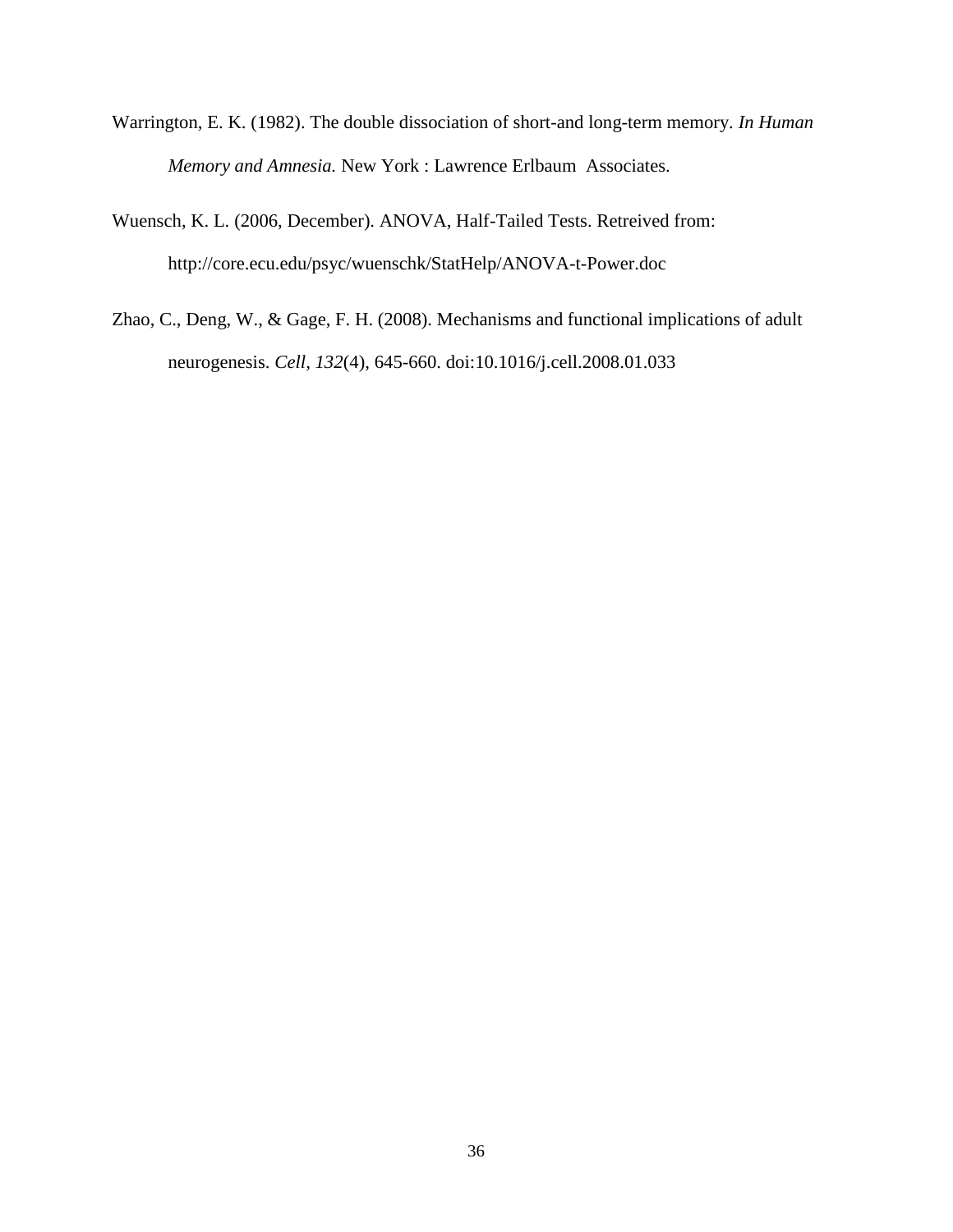Warrington, E. K. (1982). The double dissociation of short-and long-term memory. *In Human Memory and Amnesia.* New York : Lawrence Erlbaum  Associates.

Wuensch, K. L. (2006, December). ANOVA, Half-Tailed Tests. Retreived from: http://core.ecu.edu/psyc/wuenschk/StatHelp/ANOVA-t-Power.doc

Zhao, C., Deng, W., & Gage, F. H. (2008). Mechanisms and functional implications of adult neurogenesis. *Cell, 132*(4), 645-660. doi:10.1016/j.cell.2008.01.033